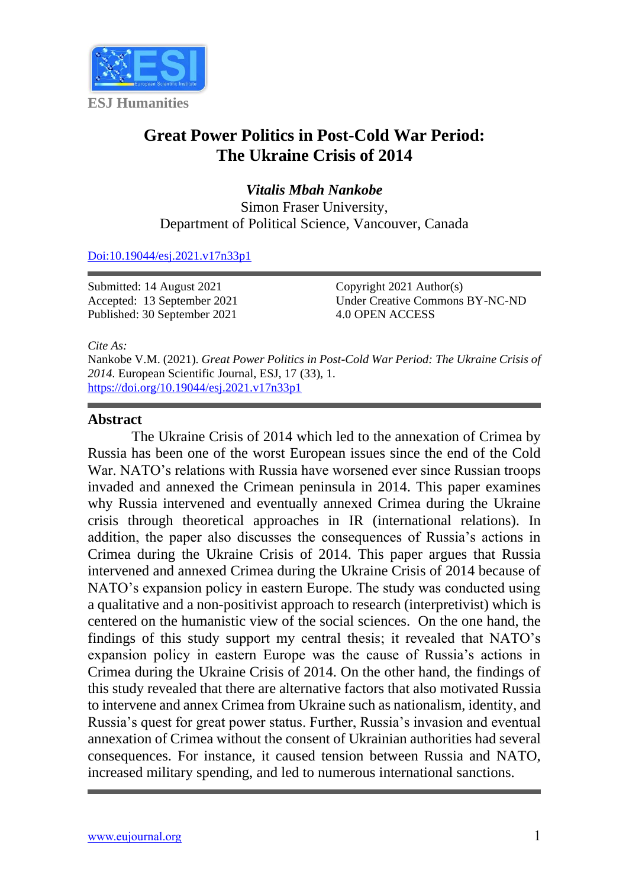ESJ Humanities

# Great Power Politics in Post-Cold War Period: The Ukraine Crisis of 2014

***Vitalis Mbah Nankobe***
Simon Fraser University,
Department of Political Science, Vancouver, Canada

[Doi:10.19044/esj.2021.v17n33p1](https://doi.org/10.19044/esj.2021.v17n33p1)

Submitted: 14 August 2021
Accepted: 13 September 2021
Published: 30 September 2021

Copyright 2021 Author(s)
Under Creative Commons BY-NC-ND
4.0 OPEN ACCESS

*Cite As:*
Nankobe V.M. (2021). *Great Power Politics in Post-Cold War Period: The Ukraine Crisis of 2014.* European Scientific Journal, ESJ, 17 (33), 1. [https://doi.org/10.19044/esj.2021.v17n33p1](https://doi.org/10.19044/esj.2021.v17n33p1)

## Abstract

The Ukraine Crisis of 2014 which led to the annexation of Crimea by Russia has been one of the worst European issues since the end of the Cold War. NATO's relations with Russia have worsened ever since Russian troops invaded and annexed the Crimean peninsula in 2014. This paper examines why Russia intervened and eventually annexed Crimea during the Ukraine crisis through theoretical approaches in IR (international relations). In addition, the paper also discusses the consequences of Russia's actions in Crimea during the Ukraine Crisis of 2014. This paper argues that Russia intervened and annexed Crimea during the Ukraine Crisis of 2014 because of NATO's expansion policy in eastern Europe. The study was conducted using a qualitative and a non-positivist approach to research (interpretivist) which is centered on the humanistic view of the social sciences. On the one hand, the findings of this study support my central thesis; it revealed that NATO's expansion policy in eastern Europe was the cause of Russia's actions in Crimea during the Ukraine Crisis of 2014. On the other hand, the findings of this study revealed that there are alternative factors that also motivated Russia to intervene and annex Crimea from Ukraine such as nationalism, identity, and Russia's quest for great power status. Further, Russia's invasion and eventual annexation of Crimea without the consent of Ukrainian authorities had several consequences. For instance, it caused tension between Russia and NATO, increased military spending, and led to numerous international sanctions.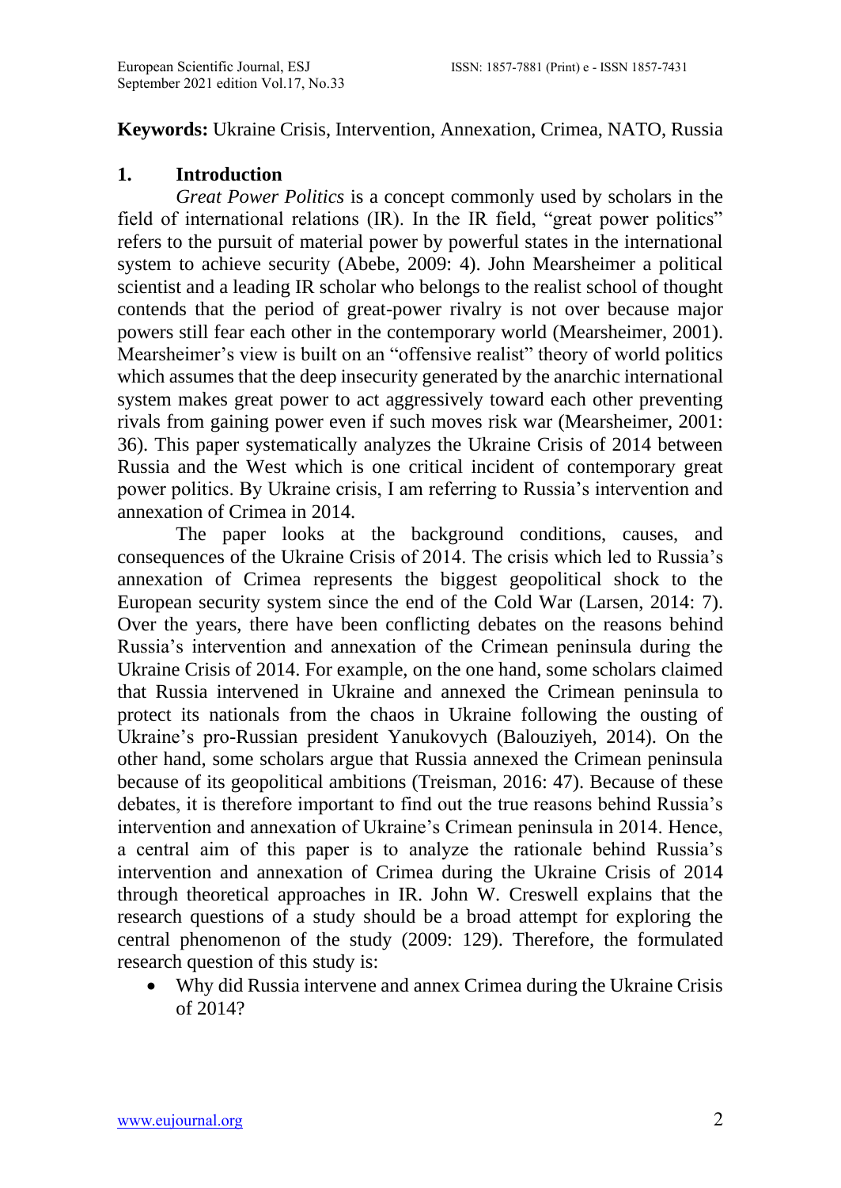**Keywords:** Ukraine Crisis, Intervention, Annexation, Crimea, NATO, Russia

## 1. Introduction

*Great Power Politics* is a concept commonly used by scholars in the field of international relations (IR). In the IR field, "great power politics" refers to the pursuit of material power by powerful states in the international system to achieve security (Abebe, 2009: 4). John Mearsheimer a political scientist and a leading IR scholar who belongs to the realist school of thought contends that the period of great-power rivalry is not over because major powers still fear each other in the contemporary world (Mearsheimer, 2001). Mearsheimer's view is built on an "offensive realist" theory of world politics which assumes that the deep insecurity generated by the anarchic international system makes great power to act aggressively toward each other preventing rivals from gaining power even if such moves risk war (Mearsheimer, 2001: 36). This paper systematically analyzes the Ukraine Crisis of 2014 between Russia and the West which is one critical incident of contemporary great power politics. By Ukraine crisis, I am referring to Russia's intervention and annexation of Crimea in 2014.

The paper looks at the background conditions, causes, and consequences of the Ukraine Crisis of 2014. The crisis which led to Russia's annexation of Crimea represents the biggest geopolitical shock to the European security system since the end of the Cold War (Larsen, 2014: 7). Over the years, there have been conflicting debates on the reasons behind Russia's intervention and annexation of the Crimean peninsula during the Ukraine Crisis of 2014. For example, on the one hand, some scholars claimed that Russia intervened in Ukraine and annexed the Crimean peninsula to protect its nationals from the chaos in Ukraine following the ousting of Ukraine's pro-Russian president Yanukovych (Balouziyeh, 2014). On the other hand, some scholars argue that Russia annexed the Crimean peninsula because of its geopolitical ambitions (Treisman, 2016: 47). Because of these debates, it is therefore important to find out the true reasons behind Russia's intervention and annexation of Ukraine's Crimean peninsula in 2014. Hence, a central aim of this paper is to analyze the rationale behind Russia's intervention and annexation of Crimea during the Ukraine Crisis of 2014 through theoretical approaches in IR. John W. Creswell explains that the research questions of a study should be a broad attempt for exploring the central phenomenon of the study (2009: 129). Therefore, the formulated research question of this study is:

- Why did Russia intervene and annex Crimea during the Ukraine Crisis of 2014?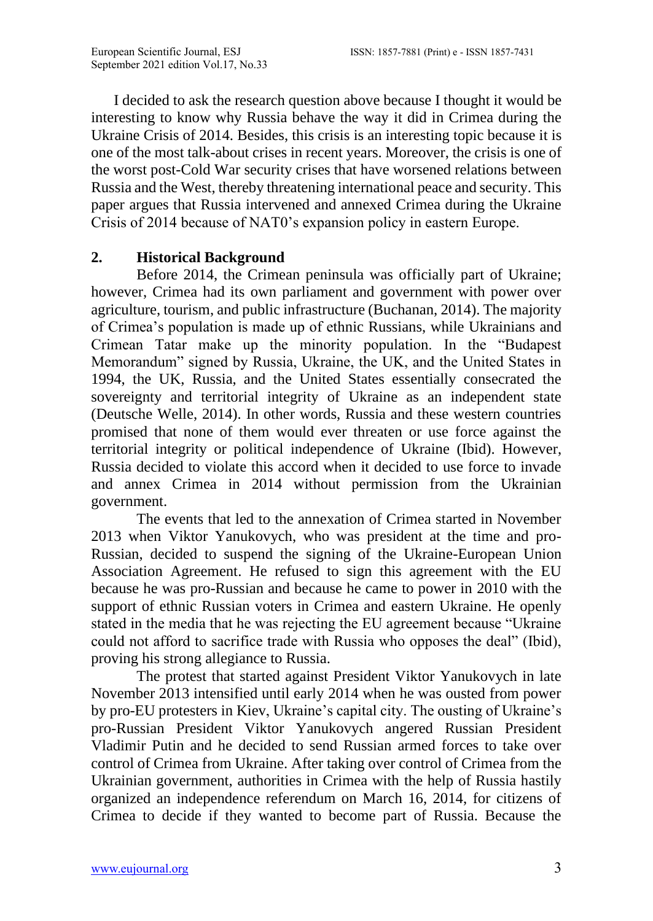I decided to ask the research question above because I thought it would be interesting to know why Russia behave the way it did in Crimea during the Ukraine Crisis of 2014. Besides, this crisis is an interesting topic because it is one of the most talk-about crises in recent years. Moreover, the crisis is one of the worst post-Cold War security crises that have worsened relations between Russia and the West, thereby threatening international peace and security. This paper argues that Russia intervened and annexed Crimea during the Ukraine Crisis of 2014 because of NAT0's expansion policy in eastern Europe.

## 2. Historical Background

Before 2014, the Crimean peninsula was officially part of Ukraine; however, Crimea had its own parliament and government with power over agriculture, tourism, and public infrastructure (Buchanan, 2014). The majority of Crimea's population is made up of ethnic Russians, while Ukrainians and Crimean Tatar make up the minority population. In the "Budapest Memorandum" signed by Russia, Ukraine, the UK, and the United States in 1994, the UK, Russia, and the United States essentially consecrated the sovereignty and territorial integrity of Ukraine as an independent state (Deutsche Welle, 2014). In other words, Russia and these western countries promised that none of them would ever threaten or use force against the territorial integrity or political independence of Ukraine (Ibid). However, Russia decided to violate this accord when it decided to use force to invade and annex Crimea in 2014 without permission from the Ukrainian government.

The events that led to the annexation of Crimea started in November 2013 when Viktor Yanukovych, who was president at the time and pro-Russian, decided to suspend the signing of the Ukraine-European Union Association Agreement. He refused to sign this agreement with the EU because he was pro-Russian and because he came to power in 2010 with the support of ethnic Russian voters in Crimea and eastern Ukraine. He openly stated in the media that he was rejecting the EU agreement because "Ukraine could not afford to sacrifice trade with Russia who opposes the deal" (Ibid), proving his strong allegiance to Russia.

The protest that started against President Viktor Yanukovych in late November 2013 intensified until early 2014 when he was ousted from power by pro-EU protesters in Kiev, Ukraine's capital city. The ousting of Ukraine's pro-Russian President Viktor Yanukovych angered Russian President Vladimir Putin and he decided to send Russian armed forces to take over control of Crimea from Ukraine. After taking over control of Crimea from the Ukrainian government, authorities in Crimea with the help of Russia hastily organized an independence referendum on March 16, 2014, for citizens of Crimea to decide if they wanted to become part of Russia. Because the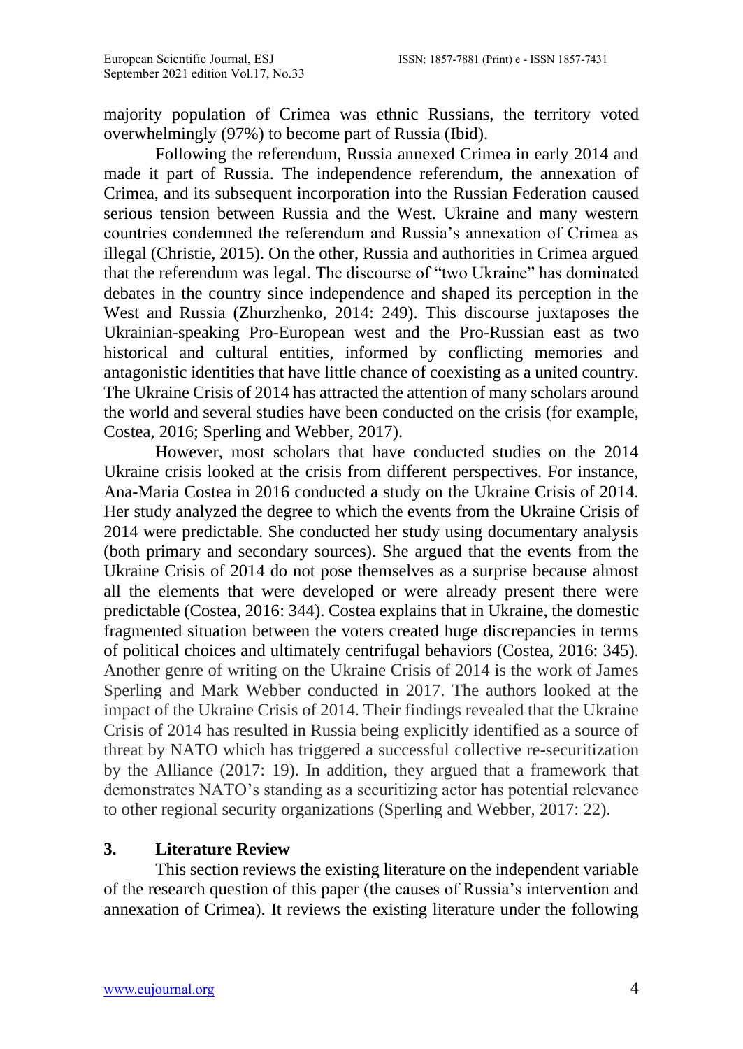majority population of Crimea was ethnic Russians, the territory voted overwhelmingly (97%) to become part of Russia (Ibid).

Following the referendum, Russia annexed Crimea in early 2014 and made it part of Russia. The independence referendum, the annexation of Crimea, and its subsequent incorporation into the Russian Federation caused serious tension between Russia and the West. Ukraine and many western countries condemned the referendum and Russia's annexation of Crimea as illegal (Christie, 2015). On the other, Russia and authorities in Crimea argued that the referendum was legal. The discourse of "two Ukraine" has dominated debates in the country since independence and shaped its perception in the West and Russia (Zhurzhenko, 2014: 249). This discourse juxtaposes the Ukrainian-speaking Pro-European west and the Pro-Russian east as two historical and cultural entities, informed by conflicting memories and antagonistic identities that have little chance of coexisting as a united country. The Ukraine Crisis of 2014 has attracted the attention of many scholars around the world and several studies have been conducted on the crisis (for example, Costea, 2016; Sperling and Webber, 2017).

However, most scholars that have conducted studies on the 2014 Ukraine crisis looked at the crisis from different perspectives. For instance, Ana-Maria Costea in 2016 conducted a study on the Ukraine Crisis of 2014. Her study analyzed the degree to which the events from the Ukraine Crisis of 2014 were predictable. She conducted her study using documentary analysis (both primary and secondary sources). She argued that the events from the Ukraine Crisis of 2014 do not pose themselves as a surprise because almost all the elements that were developed or were already present there were predictable (Costea, 2016: 344). Costea explains that in Ukraine, the domestic fragmented situation between the voters created huge discrepancies in terms of political choices and ultimately centrifugal behaviors (Costea, 2016: 345). Another genre of writing on the Ukraine Crisis of 2014 is the work of James Sperling and Mark Webber conducted in 2017. The authors looked at the impact of the Ukraine Crisis of 2014. Their findings revealed that the Ukraine Crisis of 2014 has resulted in Russia being explicitly identified as a source of threat by NATO which has triggered a successful collective re-securitization by the Alliance (2017: 19). In addition, they argued that a framework that demonstrates NATO's standing as a securitizing actor has potential relevance to other regional security organizations (Sperling and Webber, 2017: 22).

## 3. Literature Review

This section reviews the existing literature on the independent variable of the research question of this paper (the causes of Russia's intervention and annexation of Crimea). It reviews the existing literature under the following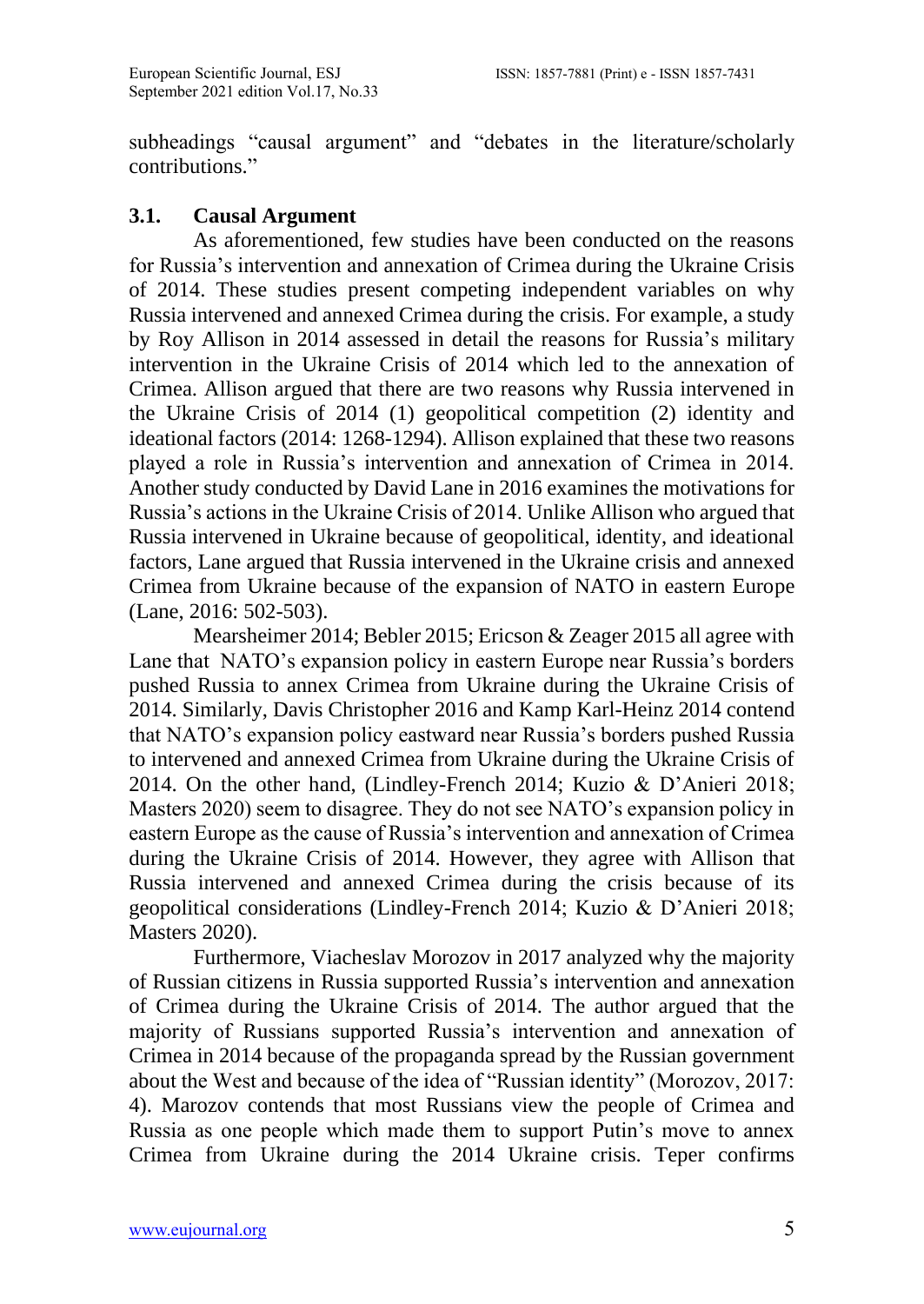subheadings "causal argument" and "debates in the literature/scholarly contributions."

### 3.1. Causal Argument

As aforementioned, few studies have been conducted on the reasons for Russia's intervention and annexation of Crimea during the Ukraine Crisis of 2014. These studies present competing independent variables on why Russia intervened and annexed Crimea during the crisis. For example, a study by Roy Allison in 2014 assessed in detail the reasons for Russia's military intervention in the Ukraine Crisis of 2014 which led to the annexation of Crimea. Allison argued that there are two reasons why Russia intervened in the Ukraine Crisis of 2014 (1) geopolitical competition (2) identity and ideational factors (2014: 1268-1294). Allison explained that these two reasons played a role in Russia's intervention and annexation of Crimea in 2014. Another study conducted by David Lane in 2016 examines the motivations for Russia's actions in the Ukraine Crisis of 2014. Unlike Allison who argued that Russia intervened in Ukraine because of geopolitical, identity, and ideational factors, Lane argued that Russia intervened in the Ukraine crisis and annexed Crimea from Ukraine because of the expansion of NATO in eastern Europe (Lane, 2016: 502-503).

Mearsheimer 2014; Bebler 2015; Ericson & Zeager 2015 all agree with Lane that NATO's expansion policy in eastern Europe near Russia's borders pushed Russia to annex Crimea from Ukraine during the Ukraine Crisis of 2014. Similarly, Davis Christopher 2016 and Kamp Karl-Heinz 2014 contend that NATO's expansion policy eastward near Russia's borders pushed Russia to intervened and annexed Crimea from Ukraine during the Ukraine Crisis of 2014. On the other hand, (Lindley-French 2014; Kuzio & D'Anieri 2018; Masters 2020) seem to disagree. They do not see NATO's expansion policy in eastern Europe as the cause of Russia's intervention and annexation of Crimea during the Ukraine Crisis of 2014. However, they agree with Allison that Russia intervened and annexed Crimea during the crisis because of its geopolitical considerations (Lindley-French 2014; Kuzio & D'Anieri 2018; Masters 2020).

Furthermore, Viacheslav Morozov in 2017 analyzed why the majority of Russian citizens in Russia supported Russia's intervention and annexation of Crimea during the Ukraine Crisis of 2014. The author argued that the majority of Russians supported Russia's intervention and annexation of Crimea in 2014 because of the propaganda spread by the Russian government about the West and because of the idea of "Russian identity" (Morozov, 2017: 4). Marozov contends that most Russians view the people of Crimea and Russia as one people which made them to support Putin's move to annex Crimea from Ukraine during the 2014 Ukraine crisis. Teper confirms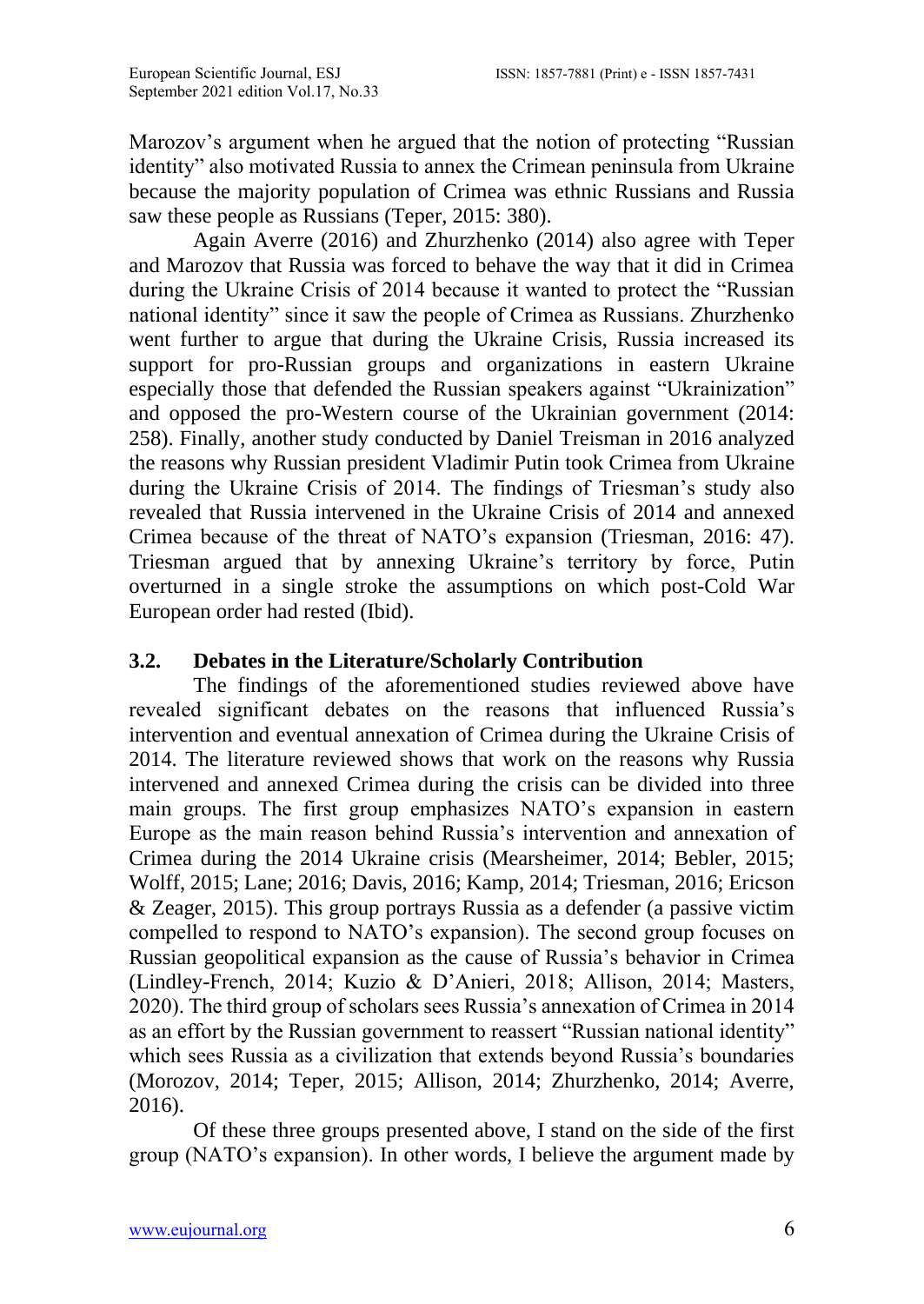Marozov's argument when he argued that the notion of protecting "Russian identity" also motivated Russia to annex the Crimean peninsula from Ukraine because the majority population of Crimea was ethnic Russians and Russia saw these people as Russians (Teper, 2015: 380).

Again Averre (2016) and Zhurzhenko (2014) also agree with Teper and Marozov that Russia was forced to behave the way that it did in Crimea during the Ukraine Crisis of 2014 because it wanted to protect the "Russian national identity" since it saw the people of Crimea as Russians. Zhurzhenko went further to argue that during the Ukraine Crisis, Russia increased its support for pro-Russian groups and organizations in eastern Ukraine especially those that defended the Russian speakers against "Ukrainization" and opposed the pro-Western course of the Ukrainian government (2014: 258). Finally, another study conducted by Daniel Treisman in 2016 analyzed the reasons why Russian president Vladimir Putin took Crimea from Ukraine during the Ukraine Crisis of 2014. The findings of Triesman's study also revealed that Russia intervened in the Ukraine Crisis of 2014 and annexed Crimea because of the threat of NATO's expansion (Triesman, 2016: 47). Triesman argued that by annexing Ukraine's territory by force, Putin overturned in a single stroke the assumptions on which post-Cold War European order had rested (Ibid).

### 3.2. Debates in the Literature/Scholarly Contribution

The findings of the aforementioned studies reviewed above have revealed significant debates on the reasons that influenced Russia's intervention and eventual annexation of Crimea during the Ukraine Crisis of 2014. The literature reviewed shows that work on the reasons why Russia intervened and annexed Crimea during the crisis can be divided into three main groups. The first group emphasizes NATO's expansion in eastern Europe as the main reason behind Russia's intervention and annexation of Crimea during the 2014 Ukraine crisis (Mearsheimer, 2014; Bebler, 2015; Wolff, 2015; Lane; 2016; Davis, 2016; Kamp, 2014; Triesman, 2016; Ericson & Zeager, 2015). This group portrays Russia as a defender (a passive victim compelled to respond to NATO's expansion). The second group focuses on Russian geopolitical expansion as the cause of Russia's behavior in Crimea (Lindley-French, 2014; Kuzio & D'Anieri, 2018; Allison, 2014; Masters, 2020). The third group of scholars sees Russia's annexation of Crimea in 2014 as an effort by the Russian government to reassert "Russian national identity" which sees Russia as a civilization that extends beyond Russia's boundaries (Morozov, 2014; Teper, 2015; Allison, 2014; Zhurzhenko, 2014; Averre, 2016).

Of these three groups presented above, I stand on the side of the first group (NATO's expansion). In other words, I believe the argument made by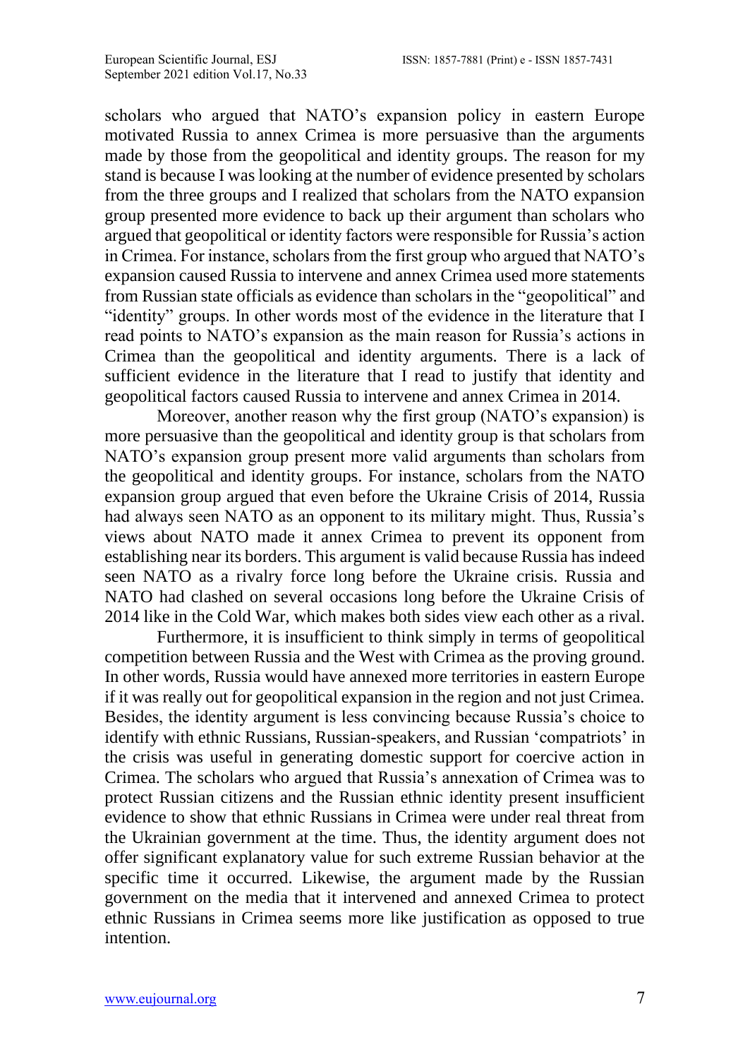scholars who argued that NATO's expansion policy in eastern Europe motivated Russia to annex Crimea is more persuasive than the arguments made by those from the geopolitical and identity groups. The reason for my stand is because I was looking at the number of evidence presented by scholars from the three groups and I realized that scholars from the NATO expansion group presented more evidence to back up their argument than scholars who argued that geopolitical or identity factors were responsible for Russia's action in Crimea. For instance, scholars from the first group who argued that NATO's expansion caused Russia to intervene and annex Crimea used more statements from Russian state officials as evidence than scholars in the "geopolitical" and "identity" groups. In other words most of the evidence in the literature that I read points to NATO's expansion as the main reason for Russia's actions in Crimea than the geopolitical and identity arguments. There is a lack of sufficient evidence in the literature that I read to justify that identity and geopolitical factors caused Russia to intervene and annex Crimea in 2014.

Moreover, another reason why the first group (NATO's expansion) is more persuasive than the geopolitical and identity group is that scholars from NATO's expansion group present more valid arguments than scholars from the geopolitical and identity groups. For instance, scholars from the NATO expansion group argued that even before the Ukraine Crisis of 2014, Russia had always seen NATO as an opponent to its military might. Thus, Russia's views about NATO made it annex Crimea to prevent its opponent from establishing near its borders. This argument is valid because Russia has indeed seen NATO as a rivalry force long before the Ukraine crisis. Russia and NATO had clashed on several occasions long before the Ukraine Crisis of 2014 like in the Cold War, which makes both sides view each other as a rival.

Furthermore, it is insufficient to think simply in terms of geopolitical competition between Russia and the West with Crimea as the proving ground. In other words, Russia would have annexed more territories in eastern Europe if it was really out for geopolitical expansion in the region and not just Crimea. Besides, the identity argument is less convincing because Russia's choice to identify with ethnic Russians, Russian-speakers, and Russian 'compatriots' in the crisis was useful in generating domestic support for coercive action in Crimea. The scholars who argued that Russia's annexation of Crimea was to protect Russian citizens and the Russian ethnic identity present insufficient evidence to show that ethnic Russians in Crimea were under real threat from the Ukrainian government at the time. Thus, the identity argument does not offer significant explanatory value for such extreme Russian behavior at the specific time it occurred. Likewise, the argument made by the Russian government on the media that it intervened and annexed Crimea to protect ethnic Russians in Crimea seems more like justification as opposed to true intention.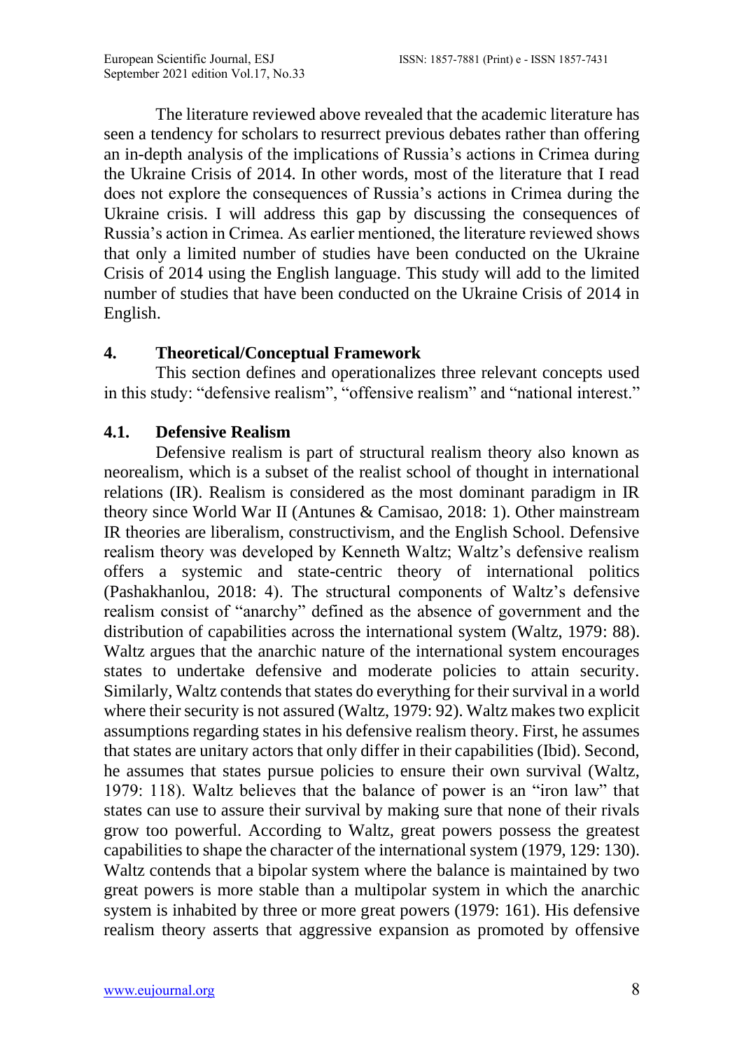The literature reviewed above revealed that the academic literature has seen a tendency for scholars to resurrect previous debates rather than offering an in-depth analysis of the implications of Russia's actions in Crimea during the Ukraine Crisis of 2014. In other words, most of the literature that I read does not explore the consequences of Russia's actions in Crimea during the Ukraine crisis. I will address this gap by discussing the consequences of Russia's action in Crimea. As earlier mentioned, the literature reviewed shows that only a limited number of studies have been conducted on the Ukraine Crisis of 2014 using the English language. This study will add to the limited number of studies that have been conducted on the Ukraine Crisis of 2014 in English.

## 4. Theoretical/Conceptual Framework

This section defines and operationalizes three relevant concepts used in this study: "defensive realism", "offensive realism" and "national interest."

### 4.1. Defensive Realism

Defensive realism is part of structural realism theory also known as neorealism, which is a subset of the realist school of thought in international relations (IR). Realism is considered as the most dominant paradigm in IR theory since World War II (Antunes & Camisao, 2018: 1). Other mainstream IR theories are liberalism, constructivism, and the English School. Defensive realism theory was developed by Kenneth Waltz; Waltz's defensive realism offers a systemic and state-centric theory of international politics (Pashakhanlou, 2018: 4). The structural components of Waltz's defensive realism consist of "anarchy" defined as the absence of government and the distribution of capabilities across the international system (Waltz, 1979: 88). Waltz argues that the anarchic nature of the international system encourages states to undertake defensive and moderate policies to attain security. Similarly, Waltz contends that states do everything for their survival in a world where their security is not assured (Waltz, 1979: 92). Waltz makes two explicit assumptions regarding states in his defensive realism theory. First, he assumes that states are unitary actors that only differ in their capabilities (Ibid). Second, he assumes that states pursue policies to ensure their own survival (Waltz, 1979: 118). Waltz believes that the balance of power is an "iron law" that states can use to assure their survival by making sure that none of their rivals grow too powerful. According to Waltz, great powers possess the greatest capabilities to shape the character of the international system (1979, 129: 130). Waltz contends that a bipolar system where the balance is maintained by two great powers is more stable than a multipolar system in which the anarchic system is inhabited by three or more great powers (1979: 161). His defensive realism theory asserts that aggressive expansion as promoted by offensive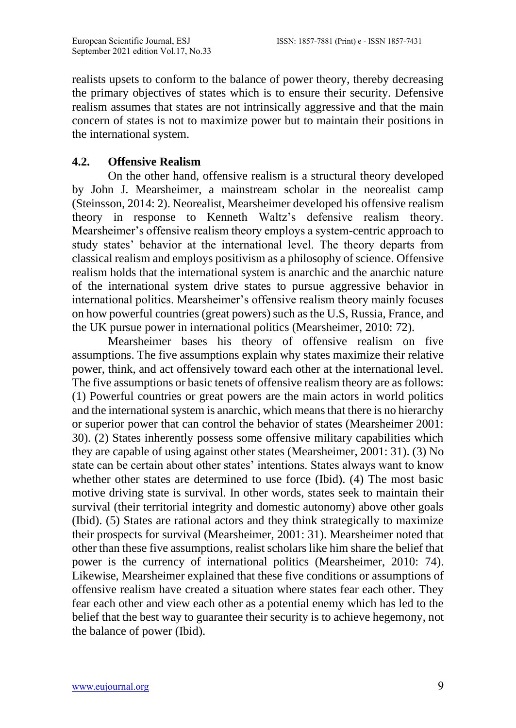realists upsets to conform to the balance of power theory, thereby decreasing the primary objectives of states which is to ensure their security. Defensive realism assumes that states are not intrinsically aggressive and that the main concern of states is not to maximize power but to maintain their positions in the international system.

### 4.2. Offensive Realism

On the other hand, offensive realism is a structural theory developed by John J. Mearsheimer, a mainstream scholar in the neorealist camp (Steinsson, 2014: 2). Neorealist, Mearsheimer developed his offensive realism theory in response to Kenneth Waltz's defensive realism theory. Mearsheimer's offensive realism theory employs a system-centric approach to study states' behavior at the international level. The theory departs from classical realism and employs positivism as a philosophy of science. Offensive realism holds that the international system is anarchic and the anarchic nature of the international system drive states to pursue aggressive behavior in international politics. Mearsheimer's offensive realism theory mainly focuses on how powerful countries (great powers) such as the U.S, Russia, France, and the UK pursue power in international politics (Mearsheimer, 2010: 72).

Mearsheimer bases his theory of offensive realism on five assumptions. The five assumptions explain why states maximize their relative power, think, and act offensively toward each other at the international level. The five assumptions or basic tenets of offensive realism theory are as follows: (1) Powerful countries or great powers are the main actors in world politics and the international system is anarchic, which means that there is no hierarchy or superior power that can control the behavior of states (Mearsheimer 2001: 30). (2) States inherently possess some offensive military capabilities which they are capable of using against other states (Mearsheimer, 2001: 31). (3) No state can be certain about other states' intentions. States always want to know whether other states are determined to use force (Ibid). (4) The most basic motive driving state is survival. In other words, states seek to maintain their survival (their territorial integrity and domestic autonomy) above other goals (Ibid). (5) States are rational actors and they think strategically to maximize their prospects for survival (Mearsheimer, 2001: 31). Mearsheimer noted that other than these five assumptions, realist scholars like him share the belief that power is the currency of international politics (Mearsheimer, 2010: 74). Likewise, Mearsheimer explained that these five conditions or assumptions of offensive realism have created a situation where states fear each other. They fear each other and view each other as a potential enemy which has led to the belief that the best way to guarantee their security is to achieve hegemony, not the balance of power (Ibid).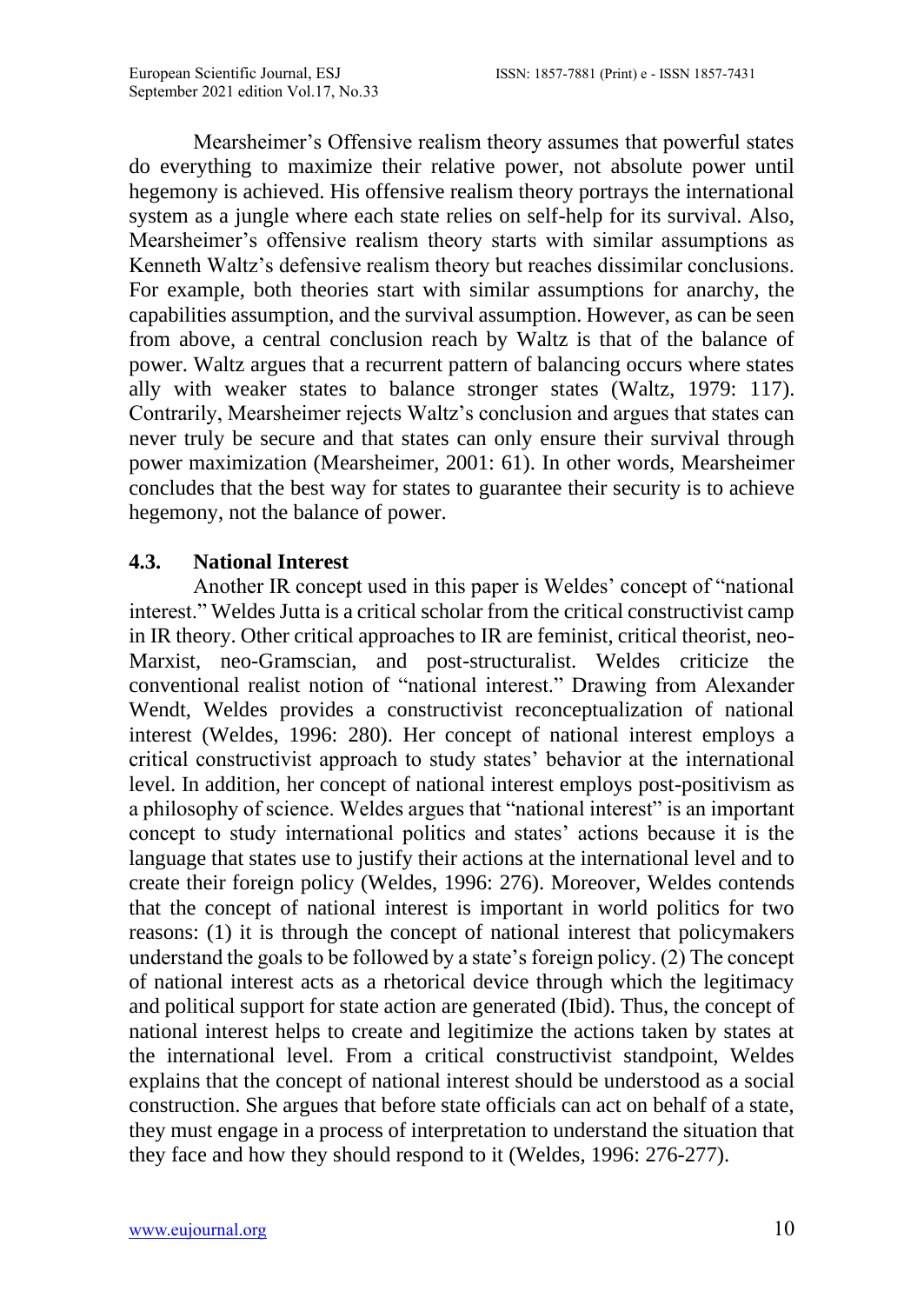Mearsheimer's Offensive realism theory assumes that powerful states do everything to maximize their relative power, not absolute power until hegemony is achieved. His offensive realism theory portrays the international system as a jungle where each state relies on self-help for its survival. Also, Mearsheimer's offensive realism theory starts with similar assumptions as Kenneth Waltz's defensive realism theory but reaches dissimilar conclusions. For example, both theories start with similar assumptions for anarchy, the capabilities assumption, and the survival assumption. However, as can be seen from above, a central conclusion reach by Waltz is that of the balance of power. Waltz argues that a recurrent pattern of balancing occurs where states ally with weaker states to balance stronger states (Waltz, 1979: 117). Contrarily, Mearsheimer rejects Waltz's conclusion and argues that states can never truly be secure and that states can only ensure their survival through power maximization (Mearsheimer, 2001: 61). In other words, Mearsheimer concludes that the best way for states to guarantee their security is to achieve hegemony, not the balance of power.

### 4.3. National Interest

Another IR concept used in this paper is Weldes' concept of "national interest." Weldes Jutta is a critical scholar from the critical constructivist camp in IR theory. Other critical approaches to IR are feminist, critical theorist, neo-Marxist, neo-Gramscian, and post-structuralist. Weldes criticize the conventional realist notion of "national interest." Drawing from Alexander Wendt, Weldes provides a constructivist reconceptualization of national interest (Weldes, 1996: 280). Her concept of national interest employs a critical constructivist approach to study states' behavior at the international level. In addition, her concept of national interest employs post-positivism as a philosophy of science. Weldes argues that "national interest" is an important concept to study international politics and states' actions because it is the language that states use to justify their actions at the international level and to create their foreign policy (Weldes, 1996: 276). Moreover, Weldes contends that the concept of national interest is important in world politics for two reasons: (1) it is through the concept of national interest that policymakers understand the goals to be followed by a state's foreign policy. (2) The concept of national interest acts as a rhetorical device through which the legitimacy and political support for state action are generated (Ibid). Thus, the concept of national interest helps to create and legitimize the actions taken by states at the international level. From a critical constructivist standpoint, Weldes explains that the concept of national interest should be understood as a social construction. She argues that before state officials can act on behalf of a state, they must engage in a process of interpretation to understand the situation that they face and how they should respond to it (Weldes, 1996: 276-277).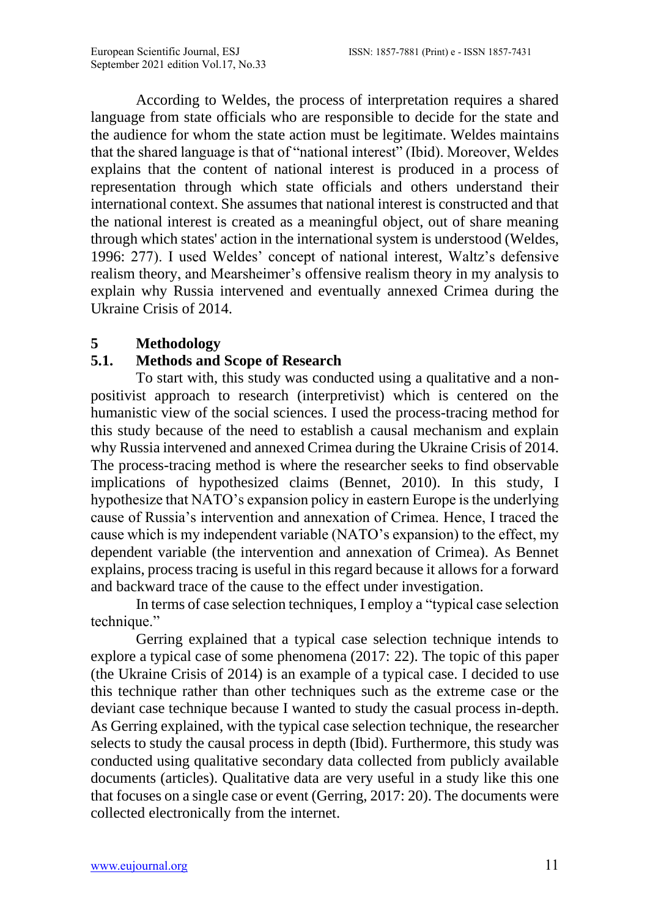According to Weldes, the process of interpretation requires a shared language from state officials who are responsible to decide for the state and the audience for whom the state action must be legitimate. Weldes maintains that the shared language is that of "national interest" (Ibid). Moreover, Weldes explains that the content of national interest is produced in a process of representation through which state officials and others understand their international context. She assumes that national interest is constructed and that the national interest is created as a meaningful object, out of share meaning through which states' action in the international system is understood (Weldes, 1996: 277). I used Weldes' concept of national interest, Waltz's defensive realism theory, and Mearsheimer's offensive realism theory in my analysis to explain why Russia intervened and eventually annexed Crimea during the Ukraine Crisis of 2014.

# 5 Methodology

## 5.1. Methods and Scope of Research

To start with, this study was conducted using a qualitative and a non-positivist approach to research (interpretivist) which is centered on the humanistic view of the social sciences. I used the process-tracing method for this study because of the need to establish a causal mechanism and explain why Russia intervened and annexed Crimea during the Ukraine Crisis of 2014. The process-tracing method is where the researcher seeks to find observable implications of hypothesized claims (Bennet, 2010). In this study, I hypothesize that NATO's expansion policy in eastern Europe is the underlying cause of Russia's intervention and annexation of Crimea. Hence, I traced the cause which is my independent variable (NATO's expansion) to the effect, my dependent variable (the intervention and annexation of Crimea). As Bennet explains, process tracing is useful in this regard because it allows for a forward and backward trace of the cause to the effect under investigation.

In terms of case selection techniques, I employ a "typical case selection technique."

Gerring explained that a typical case selection technique intends to explore a typical case of some phenomena (2017: 22). The topic of this paper (the Ukraine Crisis of 2014) is an example of a typical case. I decided to use this technique rather than other techniques such as the extreme case or the deviant case technique because I wanted to study the casual process in-depth. As Gerring explained, with the typical case selection technique, the researcher selects to study the causal process in depth (Ibid). Furthermore, this study was conducted using qualitative secondary data collected from publicly available documents (articles). Qualitative data are very useful in a study like this one that focuses on a single case or event (Gerring, 2017: 20). The documents were collected electronically from the internet.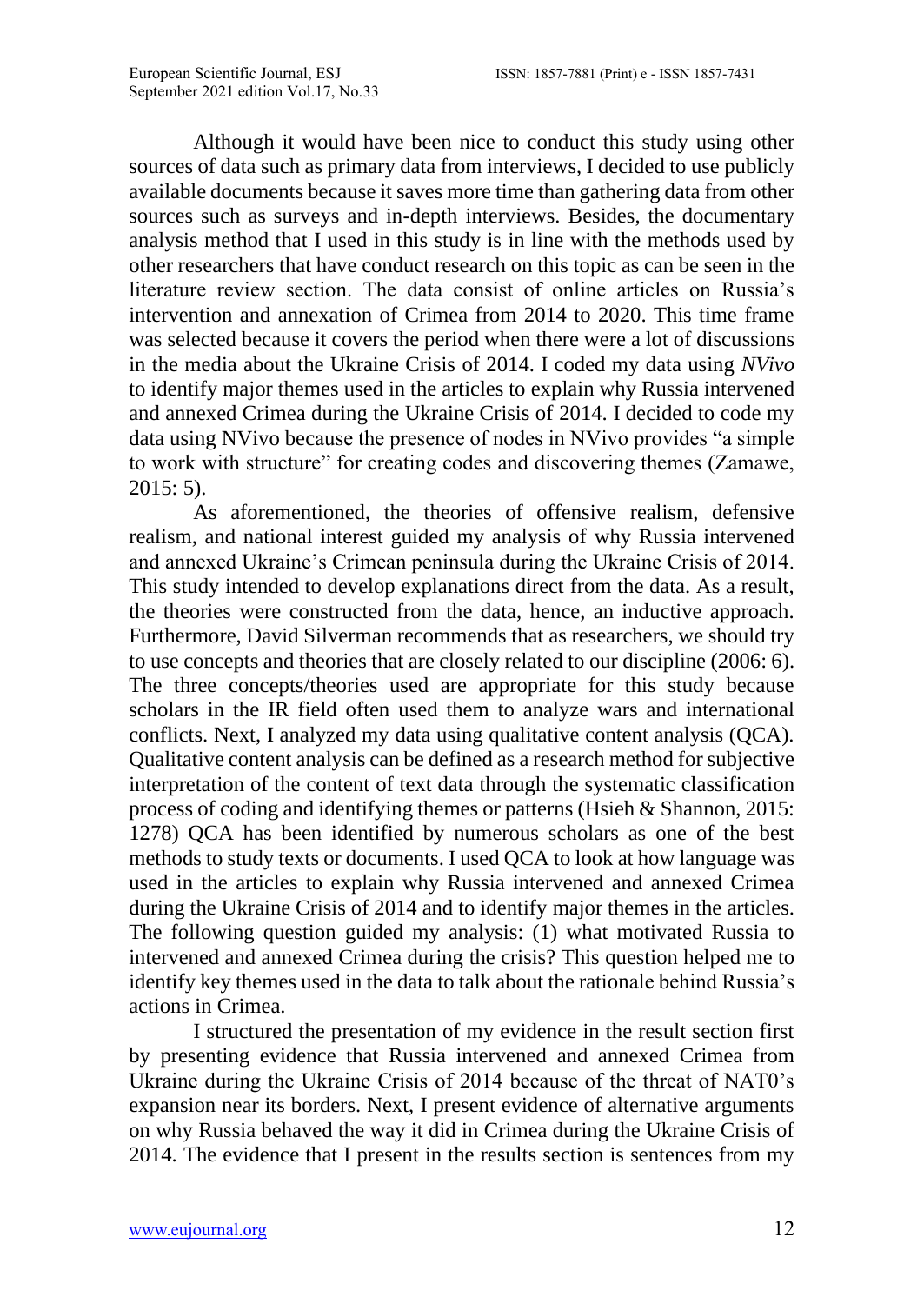Although it would have been nice to conduct this study using other sources of data such as primary data from interviews, I decided to use publicly available documents because it saves more time than gathering data from other sources such as surveys and in-depth interviews. Besides, the documentary analysis method that I used in this study is in line with the methods used by other researchers that have conduct research on this topic as can be seen in the literature review section. The data consist of online articles on Russia's intervention and annexation of Crimea from 2014 to 2020. This time frame was selected because it covers the period when there were a lot of discussions in the media about the Ukraine Crisis of 2014. I coded my data using *NVivo* to identify major themes used in the articles to explain why Russia intervened and annexed Crimea during the Ukraine Crisis of 2014. I decided to code my data using NVivo because the presence of nodes in NVivo provides "a simple to work with structure" for creating codes and discovering themes (Zamawe, 2015: 5).

As aforementioned, the theories of offensive realism, defensive realism, and national interest guided my analysis of why Russia intervened and annexed Ukraine's Crimean peninsula during the Ukraine Crisis of 2014. This study intended to develop explanations direct from the data. As a result, the theories were constructed from the data, hence, an inductive approach. Furthermore, David Silverman recommends that as researchers, we should try to use concepts and theories that are closely related to our discipline (2006: 6). The three concepts/theories used are appropriate for this study because scholars in the IR field often used them to analyze wars and international conflicts. Next, I analyzed my data using qualitative content analysis (QCA). Qualitative content analysis can be defined as a research method for subjective interpretation of the content of text data through the systematic classification process of coding and identifying themes or patterns (Hsieh & Shannon, 2015: 1278) QCA has been identified by numerous scholars as one of the best methods to study texts or documents. I used QCA to look at how language was used in the articles to explain why Russia intervened and annexed Crimea during the Ukraine Crisis of 2014 and to identify major themes in the articles. The following question guided my analysis: (1) what motivated Russia to intervened and annexed Crimea during the crisis? This question helped me to identify key themes used in the data to talk about the rationale behind Russia's actions in Crimea.

I structured the presentation of my evidence in the result section first by presenting evidence that Russia intervened and annexed Crimea from Ukraine during the Ukraine Crisis of 2014 because of the threat of NAT0's expansion near its borders. Next, I present evidence of alternative arguments on why Russia behaved the way it did in Crimea during the Ukraine Crisis of 2014. The evidence that I present in the results section is sentences from my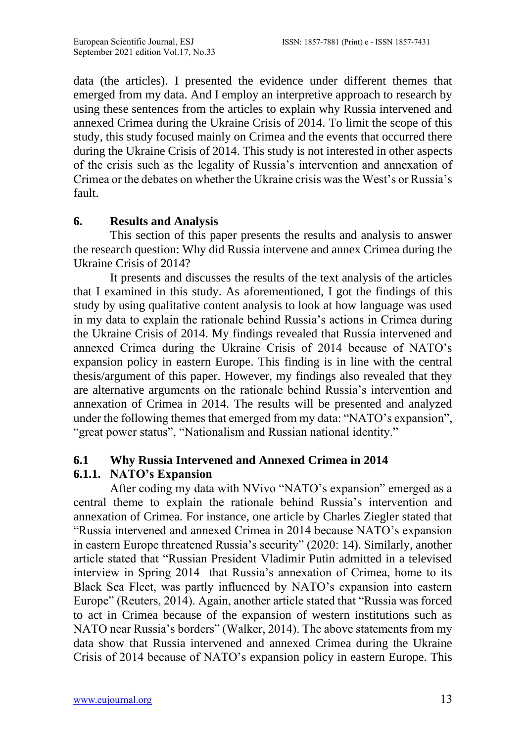data (the articles). I presented the evidence under different themes that emerged from my data. And I employ an interpretive approach to research by using these sentences from the articles to explain why Russia intervened and annexed Crimea during the Ukraine Crisis of 2014. To limit the scope of this study, this study focused mainly on Crimea and the events that occurred there during the Ukraine Crisis of 2014. This study is not interested in other aspects of the crisis such as the legality of Russia's intervention and annexation of Crimea or the debates on whether the Ukraine crisis was the West's or Russia's fault.

## 6. Results and Analysis

This section of this paper presents the results and analysis to answer the research question: Why did Russia intervene and annex Crimea during the Ukraine Crisis of 2014?

It presents and discusses the results of the text analysis of the articles that I examined in this study. As aforementioned, I got the findings of this study by using qualitative content analysis to look at how language was used in my data to explain the rationale behind Russia's actions in Crimea during the Ukraine Crisis of 2014. My findings revealed that Russia intervened and annexed Crimea during the Ukraine Crisis of 2014 because of NATO's expansion policy in eastern Europe. This finding is in line with the central thesis/argument of this paper. However, my findings also revealed that they are alternative arguments on the rationale behind Russia's intervention and annexation of Crimea in 2014. The results will be presented and analyzed under the following themes that emerged from my data: "NATO's expansion", "great power status", "Nationalism and Russian national identity."

### 6.1 Why Russia Intervened and Annexed Crimea in 2014

#### 6.1.1. NATO's Expansion

After coding my data with NVivo "NATO's expansion" emerged as a central theme to explain the rationale behind Russia's intervention and annexation of Crimea. For instance, one article by Charles Ziegler stated that "Russia intervened and annexed Crimea in 2014 because NATO's expansion in eastern Europe threatened Russia's security" (2020: 14). Similarly, another article stated that "Russian President Vladimir Putin admitted in a televised interview in Spring 2014 that Russia's annexation of Crimea, home to its Black Sea Fleet, was partly influenced by NATO's expansion into eastern Europe" (Reuters, 2014). Again, another article stated that "Russia was forced to act in Crimea because of the expansion of western institutions such as NATO near Russia's borders" (Walker, 2014). The above statements from my data show that Russia intervened and annexed Crimea during the Ukraine Crisis of 2014 because of NATO's expansion policy in eastern Europe. This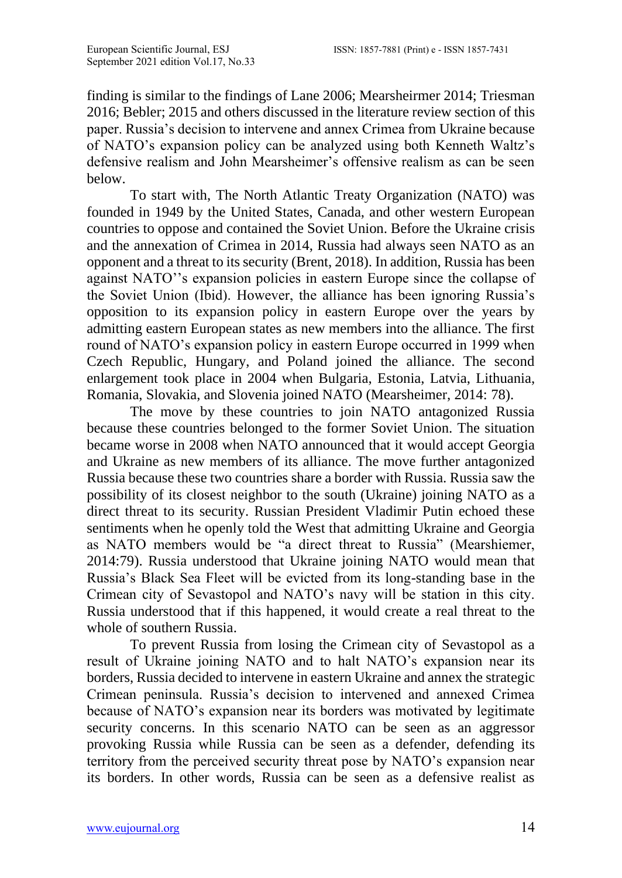finding is similar to the findings of Lane 2006; Mearsheirmer 2014; Triesman 2016; Bebler; 2015 and others discussed in the literature review section of this paper. Russia's decision to intervene and annex Crimea from Ukraine because of NATO's expansion policy can be analyzed using both Kenneth Waltz's defensive realism and John Mearsheimer's offensive realism as can be seen below.

To start with, The North Atlantic Treaty Organization (NATO) was founded in 1949 by the United States, Canada, and other western European countries to oppose and contained the Soviet Union. Before the Ukraine crisis and the annexation of Crimea in 2014, Russia had always seen NATO as an opponent and a threat to its security (Brent, 2018). In addition, Russia has been against NATO''s expansion policies in eastern Europe since the collapse of the Soviet Union (Ibid). However, the alliance has been ignoring Russia's opposition to its expansion policy in eastern Europe over the years by admitting eastern European states as new members into the alliance. The first round of NATO's expansion policy in eastern Europe occurred in 1999 when Czech Republic, Hungary, and Poland joined the alliance. The second enlargement took place in 2004 when Bulgaria, Estonia, Latvia, Lithuania, Romania, Slovakia, and Slovenia joined NATO (Mearsheimer, 2014: 78).

The move by these countries to join NATO antagonized Russia because these countries belonged to the former Soviet Union. The situation became worse in 2008 when NATO announced that it would accept Georgia and Ukraine as new members of its alliance. The move further antagonized Russia because these two countries share a border with Russia. Russia saw the possibility of its closest neighbor to the south (Ukraine) joining NATO as a direct threat to its security. Russian President Vladimir Putin echoed these sentiments when he openly told the West that admitting Ukraine and Georgia as NATO members would be "a direct threat to Russia" (Mearshiemer, 2014:79). Russia understood that Ukraine joining NATO would mean that Russia's Black Sea Fleet will be evicted from its long-standing base in the Crimean city of Sevastopol and NATO's navy will be station in this city. Russia understood that if this happened, it would create a real threat to the whole of southern Russia.

To prevent Russia from losing the Crimean city of Sevastopol as a result of Ukraine joining NATO and to halt NATO's expansion near its borders, Russia decided to intervene in eastern Ukraine and annex the strategic Crimean peninsula. Russia's decision to intervened and annexed Crimea because of NATO's expansion near its borders was motivated by legitimate security concerns. In this scenario NATO can be seen as an aggressor provoking Russia while Russia can be seen as a defender, defending its territory from the perceived security threat pose by NATO's expansion near its borders. In other words, Russia can be seen as a defensive realist as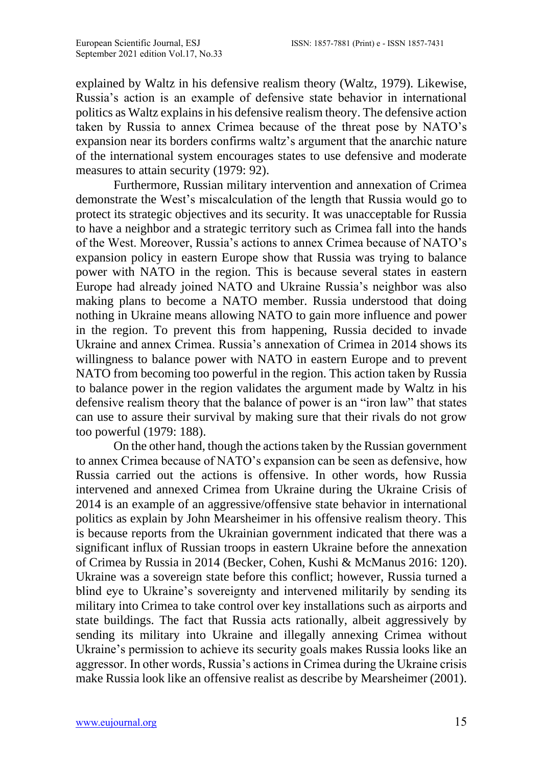explained by Waltz in his defensive realism theory (Waltz, 1979). Likewise, Russia's action is an example of defensive state behavior in international politics as Waltz explains in his defensive realism theory. The defensive action taken by Russia to annex Crimea because of the threat pose by NATO's expansion near its borders confirms waltz's argument that the anarchic nature of the international system encourages states to use defensive and moderate measures to attain security (1979: 92).

Furthermore, Russian military intervention and annexation of Crimea demonstrate the West's miscalculation of the length that Russia would go to protect its strategic objectives and its security. It was unacceptable for Russia to have a neighbor and a strategic territory such as Crimea fall into the hands of the West. Moreover, Russia's actions to annex Crimea because of NATO's expansion policy in eastern Europe show that Russia was trying to balance power with NATO in the region. This is because several states in eastern Europe had already joined NATO and Ukraine Russia's neighbor was also making plans to become a NATO member. Russia understood that doing nothing in Ukraine means allowing NATO to gain more influence and power in the region. To prevent this from happening, Russia decided to invade Ukraine and annex Crimea. Russia's annexation of Crimea in 2014 shows its willingness to balance power with NATO in eastern Europe and to prevent NATO from becoming too powerful in the region. This action taken by Russia to balance power in the region validates the argument made by Waltz in his defensive realism theory that the balance of power is an "iron law" that states can use to assure their survival by making sure that their rivals do not grow too powerful (1979: 188).

On the other hand, though the actions taken by the Russian government to annex Crimea because of NATO's expansion can be seen as defensive, how Russia carried out the actions is offensive. In other words, how Russia intervened and annexed Crimea from Ukraine during the Ukraine Crisis of 2014 is an example of an aggressive/offensive state behavior in international politics as explain by John Mearsheimer in his offensive realism theory. This is because reports from the Ukrainian government indicated that there was a significant influx of Russian troops in eastern Ukraine before the annexation of Crimea by Russia in 2014 (Becker, Cohen, Kushi & McManus 2016: 120). Ukraine was a sovereign state before this conflict; however, Russia turned a blind eye to Ukraine's sovereignty and intervened militarily by sending its military into Crimea to take control over key installations such as airports and state buildings. The fact that Russia acts rationally, albeit aggressively by sending its military into Ukraine and illegally annexing Crimea without Ukraine's permission to achieve its security goals makes Russia looks like an aggressor. In other words, Russia's actions in Crimea during the Ukraine crisis make Russia look like an offensive realist as describe by Mearsheimer (2001).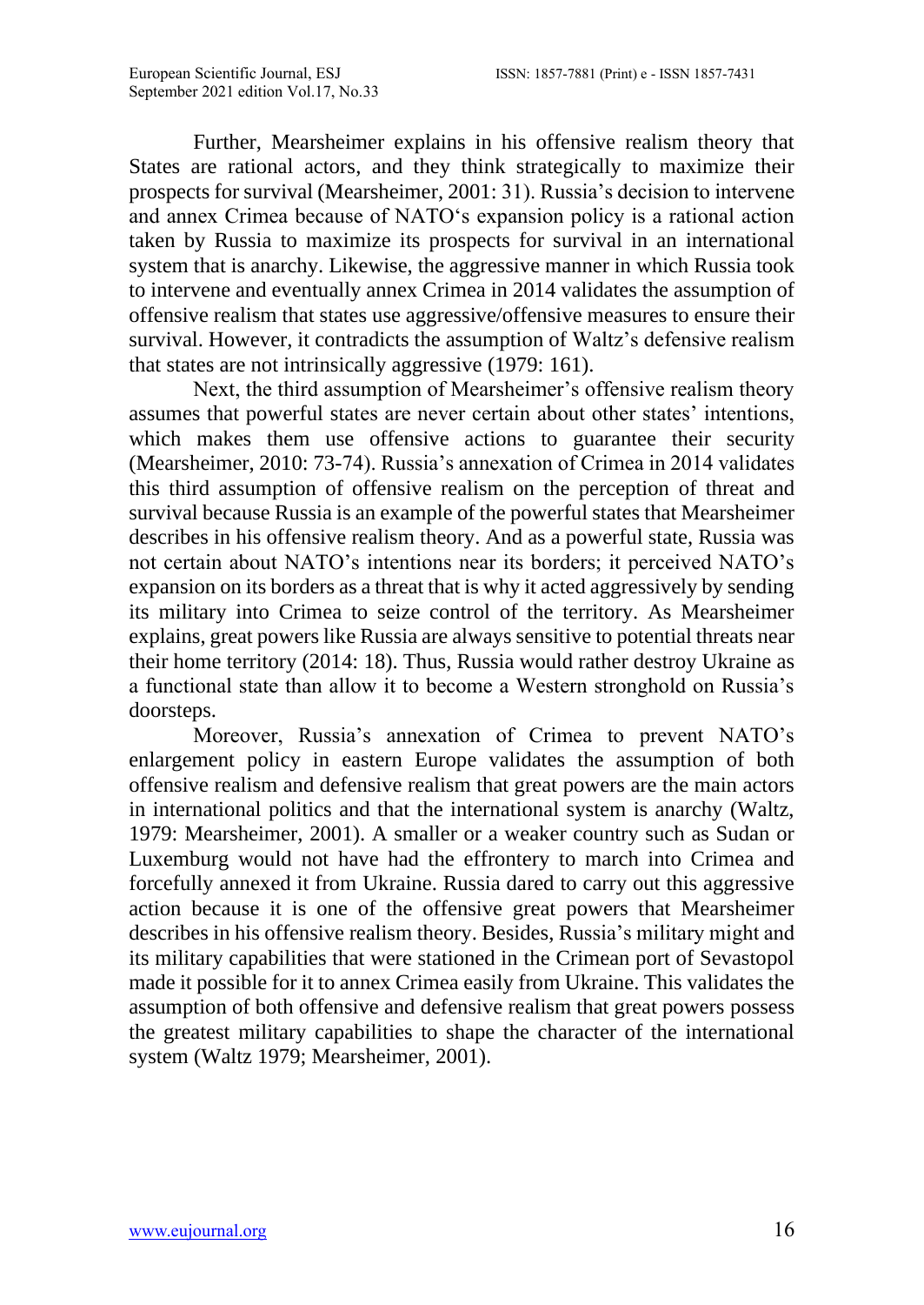Further, Mearsheimer explains in his offensive realism theory that States are rational actors, and they think strategically to maximize their prospects for survival (Mearsheimer, 2001: 31). Russia's decision to intervene and annex Crimea because of NATO's expansion policy is a rational action taken by Russia to maximize its prospects for survival in an international system that is anarchy. Likewise, the aggressive manner in which Russia took to intervene and eventually annex Crimea in 2014 validates the assumption of offensive realism that states use aggressive/offensive measures to ensure their survival. However, it contradicts the assumption of Waltz's defensive realism that states are not intrinsically aggressive (1979: 161).

Next, the third assumption of Mearsheimer's offensive realism theory assumes that powerful states are never certain about other states' intentions, which makes them use offensive actions to guarantee their security (Mearsheimer, 2010: 73-74). Russia's annexation of Crimea in 2014 validates this third assumption of offensive realism on the perception of threat and survival because Russia is an example of the powerful states that Mearsheimer describes in his offensive realism theory. And as a powerful state, Russia was not certain about NATO's intentions near its borders; it perceived NATO's expansion on its borders as a threat that is why it acted aggressively by sending its military into Crimea to seize control of the territory. As Mearsheimer explains, great powers like Russia are always sensitive to potential threats near their home territory (2014: 18). Thus, Russia would rather destroy Ukraine as a functional state than allow it to become a Western stronghold on Russia's doorsteps.

Moreover, Russia's annexation of Crimea to prevent NATO's enlargement policy in eastern Europe validates the assumption of both offensive realism and defensive realism that great powers are the main actors in international politics and that the international system is anarchy (Waltz, 1979: Mearsheimer, 2001). A smaller or a weaker country such as Sudan or Luxemburg would not have had the effrontery to march into Crimea and forcefully annexed it from Ukraine. Russia dared to carry out this aggressive action because it is one of the offensive great powers that Mearsheimer describes in his offensive realism theory. Besides, Russia's military might and its military capabilities that were stationed in the Crimean port of Sevastopol made it possible for it to annex Crimea easily from Ukraine. This validates the assumption of both offensive and defensive realism that great powers possess the greatest military capabilities to shape the character of the international system (Waltz 1979; Mearsheimer, 2001).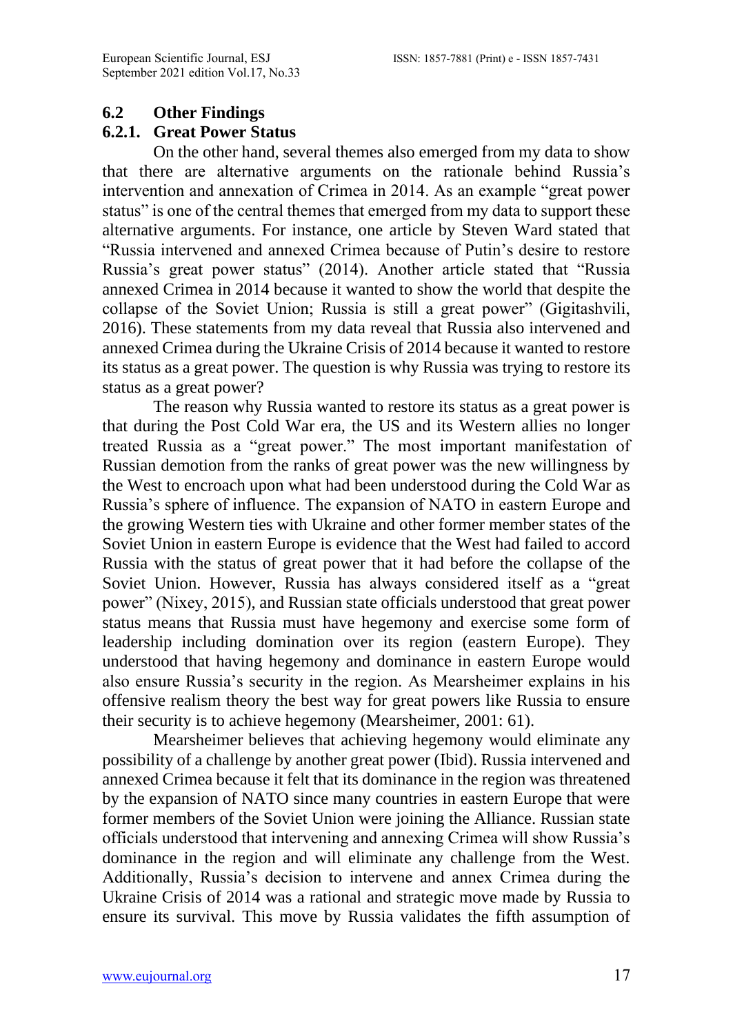## 6.2 Other Findings

### 6.2.1. Great Power Status

On the other hand, several themes also emerged from my data to show that there are alternative arguments on the rationale behind Russia's intervention and annexation of Crimea in 2014. As an example "great power status" is one of the central themes that emerged from my data to support these alternative arguments. For instance, one article by Steven Ward stated that "Russia intervened and annexed Crimea because of Putin's desire to restore Russia's great power status" (2014). Another article stated that "Russia annexed Crimea in 2014 because it wanted to show the world that despite the collapse of the Soviet Union; Russia is still a great power" (Gigitashvili, 2016). These statements from my data reveal that Russia also intervened and annexed Crimea during the Ukraine Crisis of 2014 because it wanted to restore its status as a great power. The question is why Russia was trying to restore its status as a great power?

The reason why Russia wanted to restore its status as a great power is that during the Post Cold War era, the US and its Western allies no longer treated Russia as a "great power." The most important manifestation of Russian demotion from the ranks of great power was the new willingness by the West to encroach upon what had been understood during the Cold War as Russia's sphere of influence. The expansion of NATO in eastern Europe and the growing Western ties with Ukraine and other former member states of the Soviet Union in eastern Europe is evidence that the West had failed to accord Russia with the status of great power that it had before the collapse of the Soviet Union. However, Russia has always considered itself as a "great power" (Nixey, 2015), and Russian state officials understood that great power status means that Russia must have hegemony and exercise some form of leadership including domination over its region (eastern Europe). They understood that having hegemony and dominance in eastern Europe would also ensure Russia's security in the region. As Mearsheimer explains in his offensive realism theory the best way for great powers like Russia to ensure their security is to achieve hegemony (Mearsheimer, 2001: 61).

Mearsheimer believes that achieving hegemony would eliminate any possibility of a challenge by another great power (Ibid). Russia intervened and annexed Crimea because it felt that its dominance in the region was threatened by the expansion of NATO since many countries in eastern Europe that were former members of the Soviet Union were joining the Alliance. Russian state officials understood that intervening and annexing Crimea will show Russia's dominance in the region and will eliminate any challenge from the West. Additionally, Russia's decision to intervene and annex Crimea during the Ukraine Crisis of 2014 was a rational and strategic move made by Russia to ensure its survival. This move by Russia validates the fifth assumption of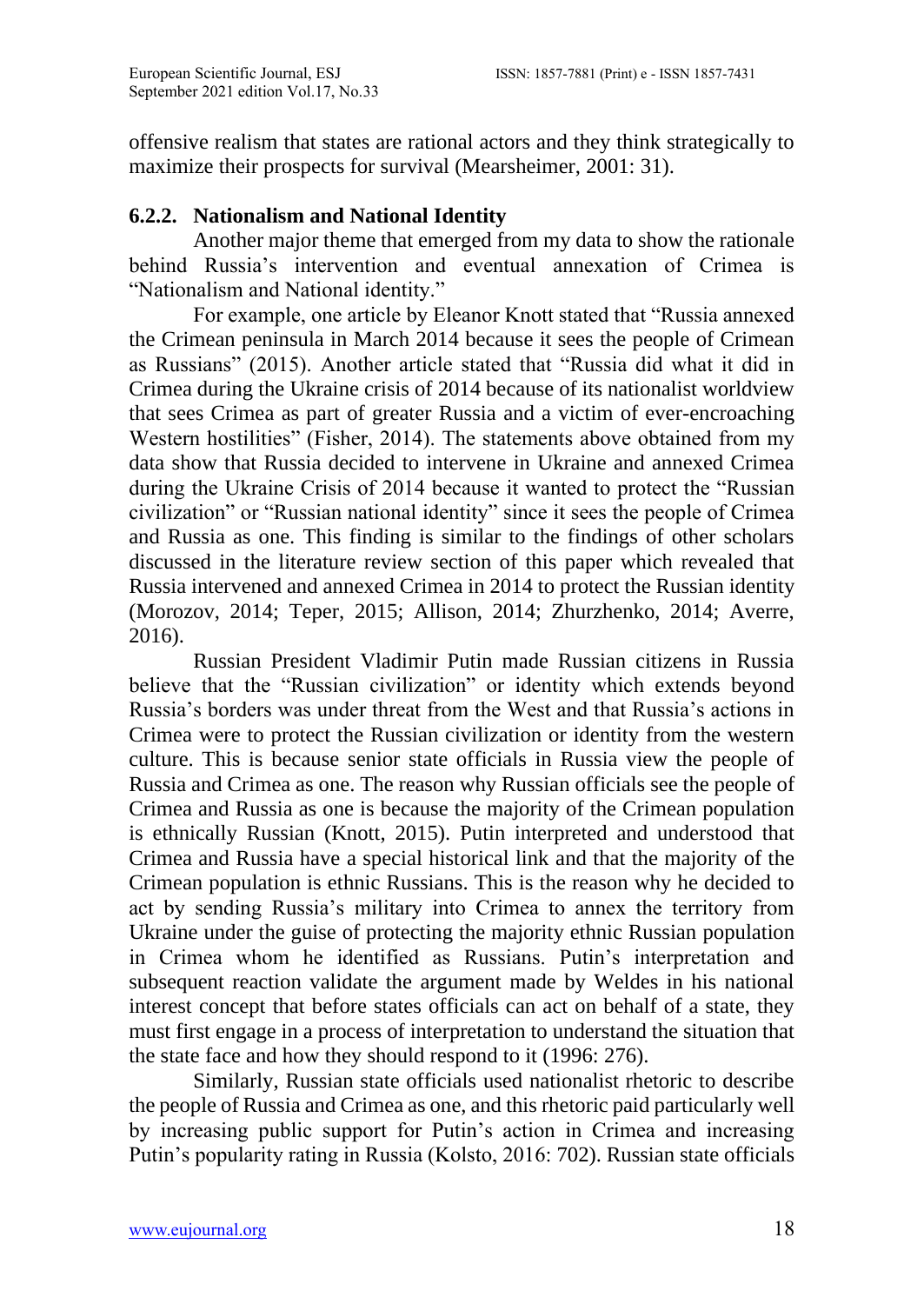offensive realism that states are rational actors and they think strategically to maximize their prospects for survival (Mearsheimer, 2001: 31).

### 6.2.2. Nationalism and National Identity

Another major theme that emerged from my data to show the rationale behind Russia's intervention and eventual annexation of Crimea is "Nationalism and National identity."

For example, one article by Eleanor Knott stated that "Russia annexed the Crimean peninsula in March 2014 because it sees the people of Crimean as Russians" (2015). Another article stated that "Russia did what it did in Crimea during the Ukraine crisis of 2014 because of its nationalist worldview that sees Crimea as part of greater Russia and a victim of ever-encroaching Western hostilities" (Fisher, 2014). The statements above obtained from my data show that Russia decided to intervene in Ukraine and annexed Crimea during the Ukraine Crisis of 2014 because it wanted to protect the "Russian civilization" or "Russian national identity" since it sees the people of Crimea and Russia as one. This finding is similar to the findings of other scholars discussed in the literature review section of this paper which revealed that Russia intervened and annexed Crimea in 2014 to protect the Russian identity (Morozov, 2014; Teper, 2015; Allison, 2014; Zhurzhenko, 2014; Averre, 2016).

Russian President Vladimir Putin made Russian citizens in Russia believe that the "Russian civilization" or identity which extends beyond Russia's borders was under threat from the West and that Russia's actions in Crimea were to protect the Russian civilization or identity from the western culture. This is because senior state officials in Russia view the people of Russia and Crimea as one. The reason why Russian officials see the people of Crimea and Russia as one is because the majority of the Crimean population is ethnically Russian (Knott, 2015). Putin interpreted and understood that Crimea and Russia have a special historical link and that the majority of the Crimean population is ethnic Russians. This is the reason why he decided to act by sending Russia's military into Crimea to annex the territory from Ukraine under the guise of protecting the majority ethnic Russian population in Crimea whom he identified as Russians. Putin's interpretation and subsequent reaction validate the argument made by Weldes in his national interest concept that before states officials can act on behalf of a state, they must first engage in a process of interpretation to understand the situation that the state face and how they should respond to it (1996: 276).

Similarly, Russian state officials used nationalist rhetoric to describe the people of Russia and Crimea as one, and this rhetoric paid particularly well by increasing public support for Putin's action in Crimea and increasing Putin's popularity rating in Russia (Kolsto, 2016: 702). Russian state officials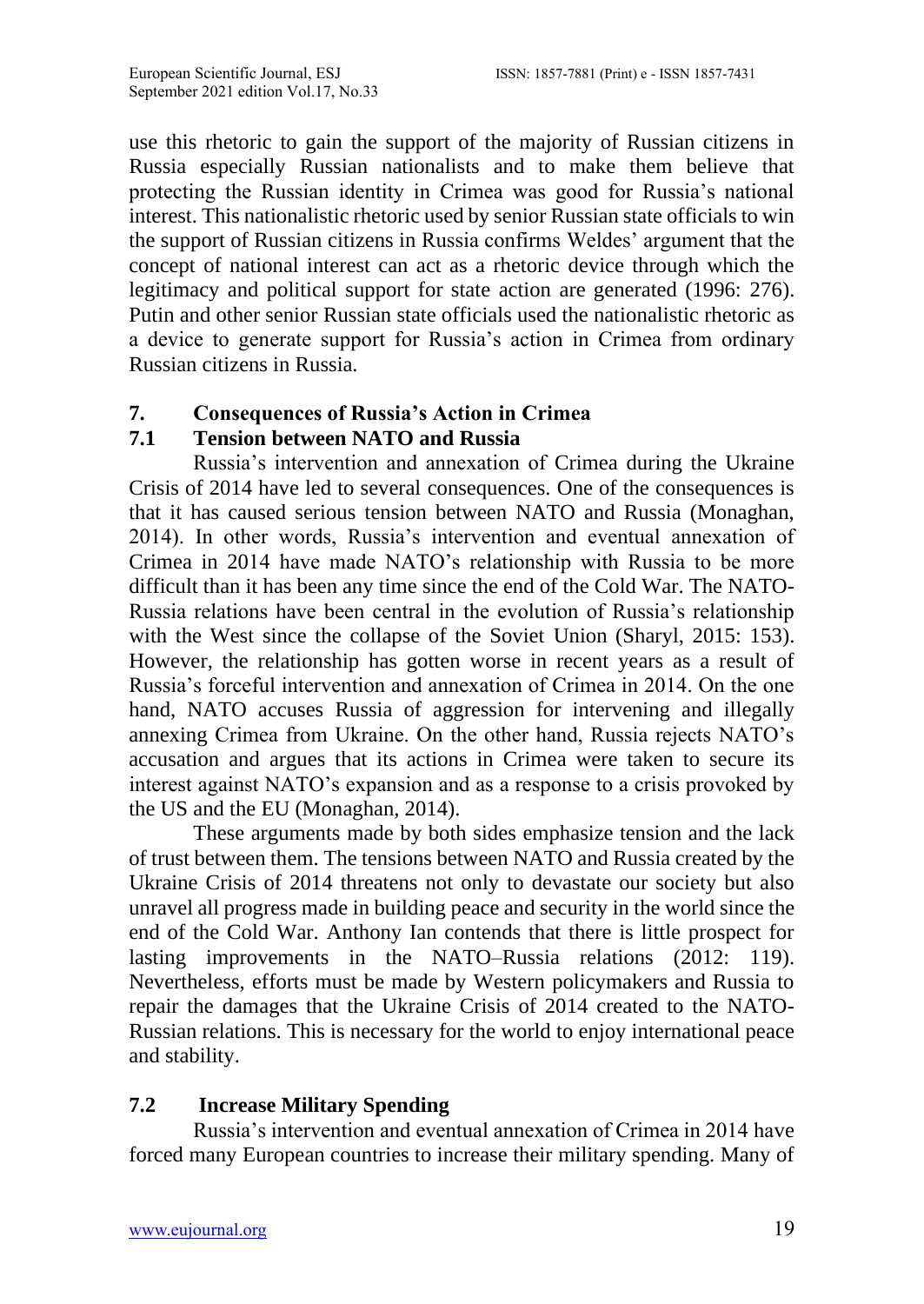use this rhetoric to gain the support of the majority of Russian citizens in Russia especially Russian nationalists and to make them believe that protecting the Russian identity in Crimea was good for Russia's national interest. This nationalistic rhetoric used by senior Russian state officials to win the support of Russian citizens in Russia confirms Weldes' argument that the concept of national interest can act as a rhetoric device through which the legitimacy and political support for state action are generated (1996: 276). Putin and other senior Russian state officials used the nationalistic rhetoric as a device to generate support for Russia's action in Crimea from ordinary Russian citizens in Russia.

## 7. Consequences of Russia's Action in Crimea

### 7.1 Tension between NATO and Russia

Russia's intervention and annexation of Crimea during the Ukraine Crisis of 2014 have led to several consequences. One of the consequences is that it has caused serious tension between NATO and Russia (Monaghan, 2014). In other words, Russia's intervention and eventual annexation of Crimea in 2014 have made NATO's relationship with Russia to be more difficult than it has been any time since the end of the Cold War. The NATO-Russia relations have been central in the evolution of Russia's relationship with the West since the collapse of the Soviet Union (Sharyl, 2015: 153). However, the relationship has gotten worse in recent years as a result of Russia's forceful intervention and annexation of Crimea in 2014. On the one hand, NATO accuses Russia of aggression for intervening and illegally annexing Crimea from Ukraine. On the other hand, Russia rejects NATO's accusation and argues that its actions in Crimea were taken to secure its interest against NATO's expansion and as a response to a crisis provoked by the US and the EU (Monaghan, 2014).

These arguments made by both sides emphasize tension and the lack of trust between them. The tensions between NATO and Russia created by the Ukraine Crisis of 2014 threatens not only to devastate our society but also unravel all progress made in building peace and security in the world since the end of the Cold War. Anthony Ian contends that there is little prospect for lasting improvements in the NATO–Russia relations (2012: 119). Nevertheless, efforts must be made by Western policymakers and Russia to repair the damages that the Ukraine Crisis of 2014 created to the NATO-Russian relations. This is necessary for the world to enjoy international peace and stability.

### 7.2 Increase Military Spending

Russia's intervention and eventual annexation of Crimea in 2014 have forced many European countries to increase their military spending. Many of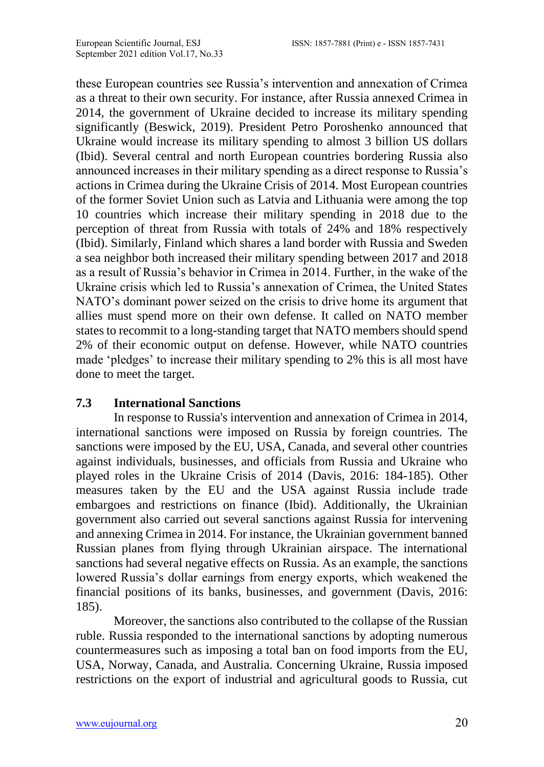these European countries see Russia's intervention and annexation of Crimea as a threat to their own security. For instance, after Russia annexed Crimea in 2014, the government of Ukraine decided to increase its military spending significantly (Beswick, 2019). President Petro Poroshenko announced that Ukraine would increase its military spending to almost 3 billion US dollars (Ibid). Several central and north European countries bordering Russia also announced increases in their military spending as a direct response to Russia's actions in Crimea during the Ukraine Crisis of 2014. Most European countries of the former Soviet Union such as Latvia and Lithuania were among the top 10 countries which increase their military spending in 2018 due to the perception of threat from Russia with totals of 24% and 18% respectively (Ibid). Similarly, Finland which shares a land border with Russia and Sweden a sea neighbor both increased their military spending between 2017 and 2018 as a result of Russia's behavior in Crimea in 2014. Further, in the wake of the Ukraine crisis which led to Russia's annexation of Crimea, the United States NATO's dominant power seized on the crisis to drive home its argument that allies must spend more on their own defense. It called on NATO member states to recommit to a long-standing target that NATO members should spend 2% of their economic output on defense. However, while NATO countries made 'pledges' to increase their military spending to 2% this is all most have done to meet the target.

### 7.3 International Sanctions

In response to Russia's intervention and annexation of Crimea in 2014, international sanctions were imposed on Russia by foreign countries. The sanctions were imposed by the EU, USA, Canada, and several other countries against individuals, businesses, and officials from Russia and Ukraine who played roles in the Ukraine Crisis of 2014 (Davis, 2016: 184-185). Other measures taken by the EU and the USA against Russia include trade embargoes and restrictions on finance (Ibid). Additionally, the Ukrainian government also carried out several sanctions against Russia for intervening and annexing Crimea in 2014. For instance, the Ukrainian government banned Russian planes from flying through Ukrainian airspace. The international sanctions had several negative effects on Russia. As an example, the sanctions lowered Russia's dollar earnings from energy exports, which weakened the financial positions of its banks, businesses, and government (Davis, 2016: 185).

Moreover, the sanctions also contributed to the collapse of the Russian ruble. Russia responded to the international sanctions by adopting numerous countermeasures such as imposing a total ban on food imports from the EU, USA, Norway, Canada, and Australia. Concerning Ukraine, Russia imposed restrictions on the export of industrial and agricultural goods to Russia, cut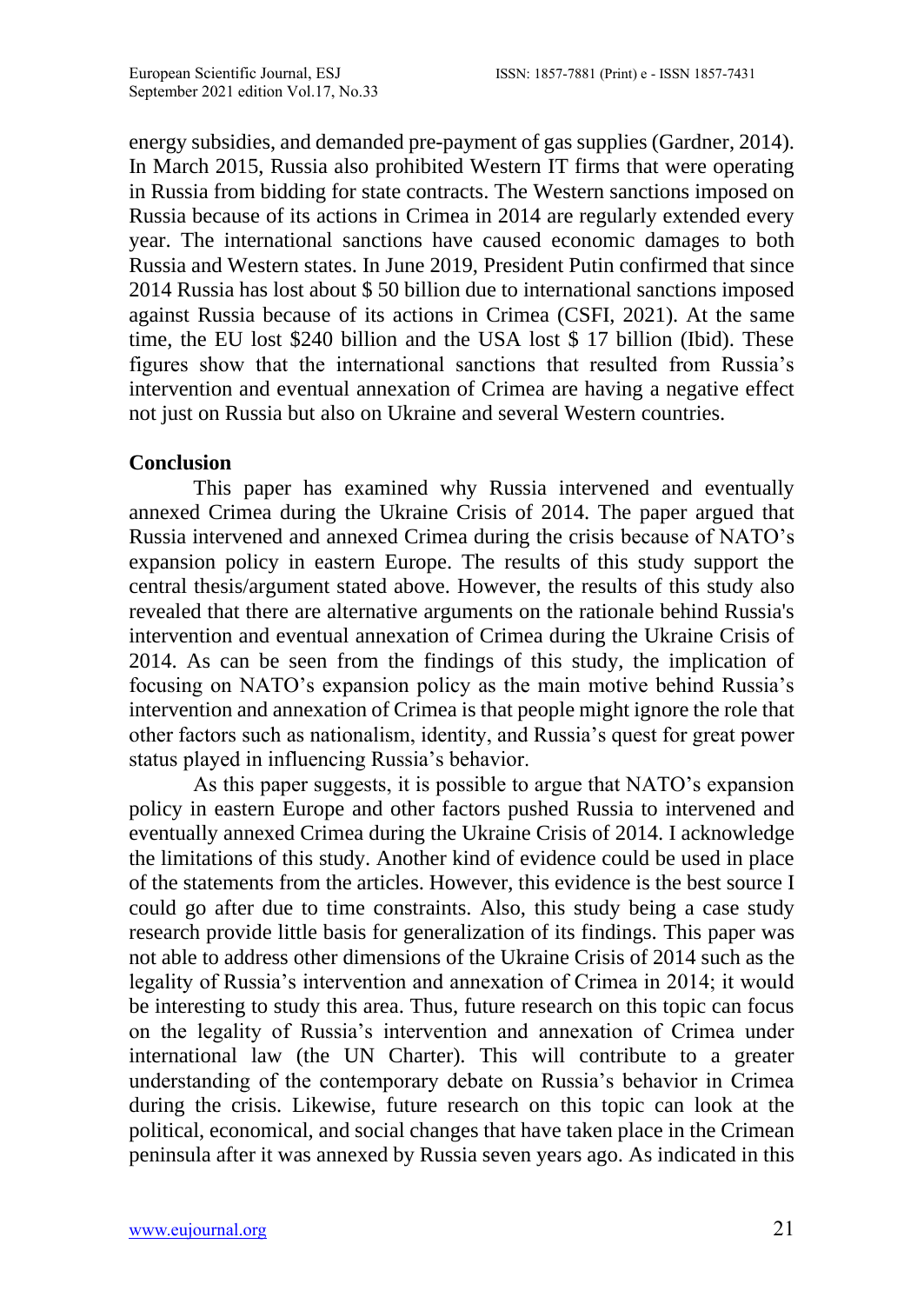energy subsidies, and demanded pre-payment of gas supplies (Gardner, 2014). In March 2015, Russia also prohibited Western IT firms that were operating in Russia from bidding for state contracts. The Western sanctions imposed on Russia because of its actions in Crimea in 2014 are regularly extended every year. The international sanctions have caused economic damages to both Russia and Western states. In June 2019, President Putin confirmed that since 2014 Russia has lost about $ 50 billion due to international sanctions imposed against Russia because of its actions in Crimea (CSFI, 2021). At the same time, the EU lost $240 billion and the USA lost $ 17 billion (Ibid). These figures show that the international sanctions that resulted from Russia's intervention and eventual annexation of Crimea are having a negative effect not just on Russia but also on Ukraine and several Western countries.

## Conclusion

This paper has examined why Russia intervened and eventually annexed Crimea during the Ukraine Crisis of 2014. The paper argued that Russia intervened and annexed Crimea during the crisis because of NATO's expansion policy in eastern Europe. The results of this study support the central thesis/argument stated above. However, the results of this study also revealed that there are alternative arguments on the rationale behind Russia's intervention and eventual annexation of Crimea during the Ukraine Crisis of 2014. As can be seen from the findings of this study, the implication of focusing on NATO's expansion policy as the main motive behind Russia's intervention and annexation of Crimea is that people might ignore the role that other factors such as nationalism, identity, and Russia's quest for great power status played in influencing Russia's behavior.

As this paper suggests, it is possible to argue that NATO's expansion policy in eastern Europe and other factors pushed Russia to intervened and eventually annexed Crimea during the Ukraine Crisis of 2014. I acknowledge the limitations of this study. Another kind of evidence could be used in place of the statements from the articles. However, this evidence is the best source I could go after due to time constraints. Also, this study being a case study research provide little basis for generalization of its findings. This paper was not able to address other dimensions of the Ukraine Crisis of 2014 such as the legality of Russia's intervention and annexation of Crimea in 2014; it would be interesting to study this area. Thus, future research on this topic can focus on the legality of Russia's intervention and annexation of Crimea under international law (the UN Charter). This will contribute to a greater understanding of the contemporary debate on Russia's behavior in Crimea during the crisis. Likewise, future research on this topic can look at the political, economical, and social changes that have taken place in the Crimean peninsula after it was annexed by Russia seven years ago. As indicated in this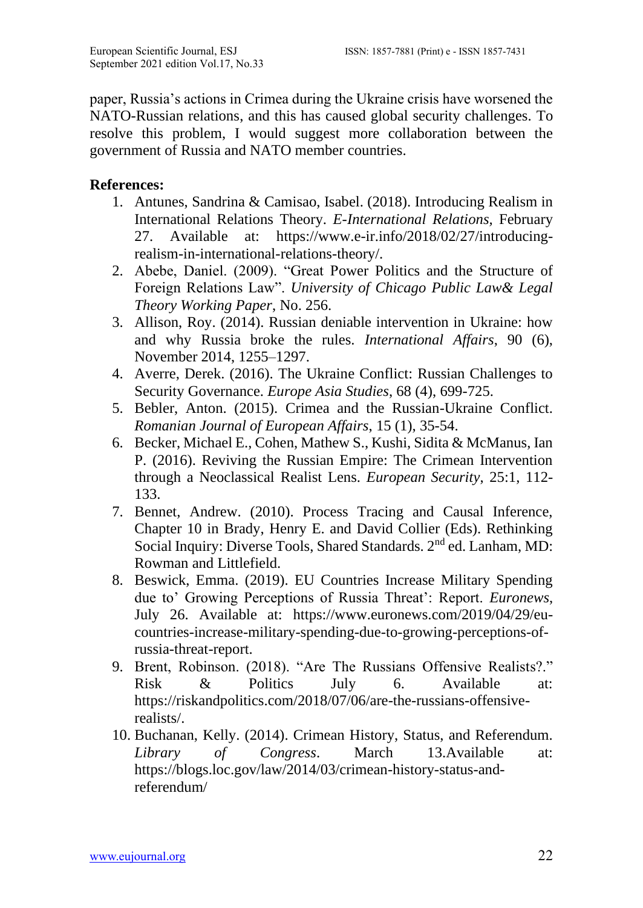paper, Russia's actions in Crimea during the Ukraine crisis have worsened the NATO-Russian relations, and this has caused global security challenges. To resolve this problem, I would suggest more collaboration between the government of Russia and NATO member countries.

**References:**

1. Antunes, Sandrina & Camisao, Isabel. (2018). Introducing Realism in International Relations Theory. *E-International Relations*, February 27. Available at: https://www.e-ir.info/2018/02/27/introducing-realism-in-international-relations-theory/.
2. Abebe, Daniel. (2009). "Great Power Politics and the Structure of Foreign Relations Law". *University of Chicago Public Law& Legal Theory Working Paper*, No. 256.
3. Allison, Roy. (2014). Russian deniable intervention in Ukraine: how and why Russia broke the rules. *International Affairs*, 90 (6), November 2014, 1255–1297.
4. Averre, Derek. (2016). The Ukraine Conflict: Russian Challenges to Security Governance. *Europe Asia Studies*, 68 (4), 699-725.
5. Bebler, Anton. (2015). Crimea and the Russian-Ukraine Conflict. *Romanian Journal of European Affairs*, 15 (1), 35-54.
6. Becker, Michael E., Cohen, Mathew S., Kushi, Sidita & McManus, Ian P. (2016). Reviving the Russian Empire: The Crimean Intervention through a Neoclassical Realist Lens. *European Security*, 25:1, 112-133.
7. Bennet, Andrew. (2010). Process Tracing and Causal Inference, Chapter 10 in Brady, Henry E. and David Collier (Eds). Rethinking Social Inquiry: Diverse Tools, Shared Standards. 2nd ed. Lanham, MD: Rowman and Littlefield.
8. Beswick, Emma. (2019). EU Countries Increase Military Spending due to' Growing Perceptions of Russia Threat': Report. *Euronews*, July 26. Available at: https://www.euronews.com/2019/04/29/eu-countries-increase-military-spending-due-to-growing-perceptions-of-russia-threat-report.
9. Brent, Robinson. (2018). "Are The Russians Offensive Realists?." Risk & Politics July 6. Available at: https://riskandpolitics.com/2018/07/06/are-the-russians-offensive-realists/.
10. Buchanan, Kelly. (2014). Crimean History, Status, and Referendum. *Library of Congress*. March 13.Available at: https://blogs.loc.gov/law/2014/03/crimean-history-status-and-referendum/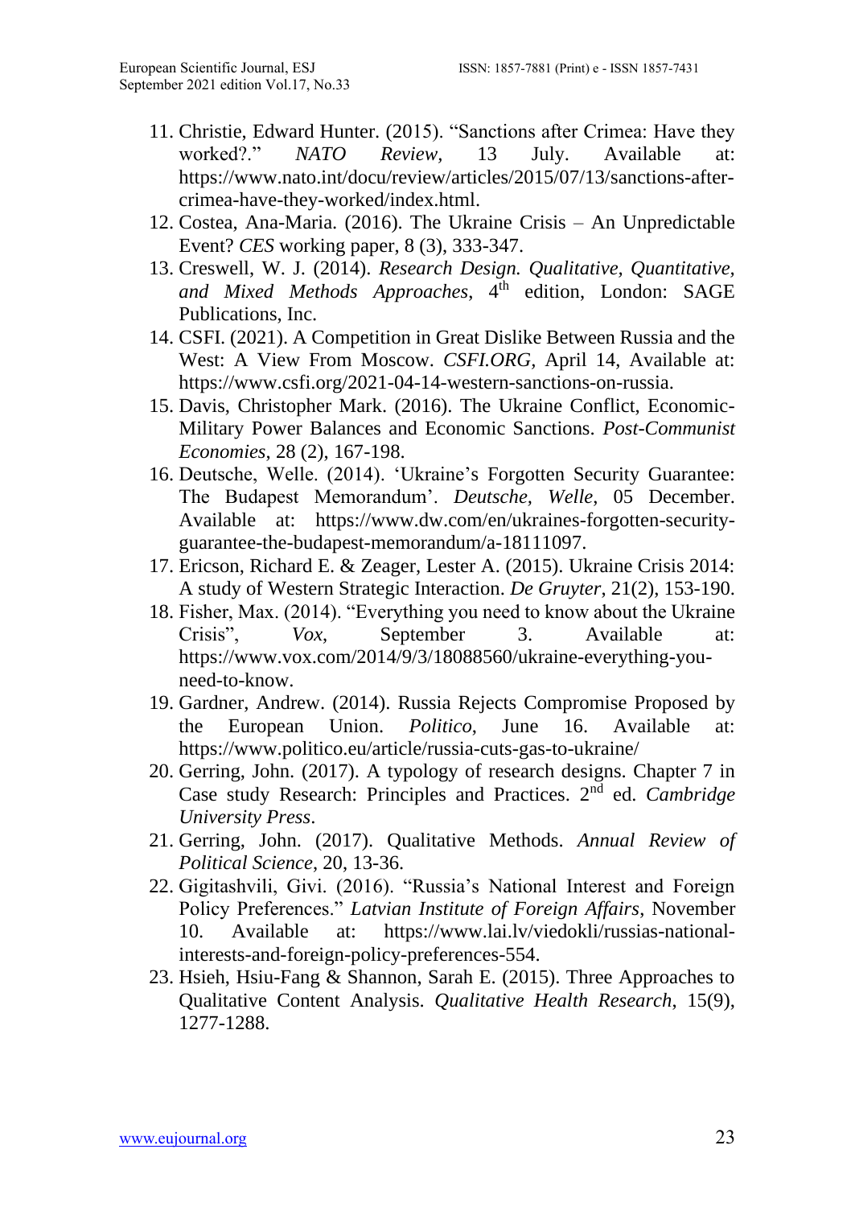11. Christie, Edward Hunter. (2015). "Sanctions after Crimea: Have they worked?." *NATO Review*, 13 July. Available at: https://www.nato.int/docu/review/articles/2015/07/13/sanctions-after-crimea-have-they-worked/index.html.
12. Costea, Ana-Maria. (2016). The Ukraine Crisis – An Unpredictable Event? *CES* working paper, 8 (3), 333-347.
13. Creswell, W. J. (2014). *Research Design. Qualitative, Quantitative, and Mixed Methods Approaches*, 4th edition, London: SAGE Publications, Inc.
14. CSFI. (2021). A Competition in Great Dislike Between Russia and the West: A View From Moscow. *CSFI.ORG*, April 14, Available at: https://www.csfi.org/2021-04-14-western-sanctions-on-russia.
15. Davis, Christopher Mark. (2016). The Ukraine Conflict, Economic-Military Power Balances and Economic Sanctions. *Post-Communist Economies*, 28 (2), 167-198.
16. Deutsche, Welle. (2014). 'Ukraine's Forgotten Security Guarantee: The Budapest Memorandum'. *Deutsche, Welle*, 05 December. Available at: https://www.dw.com/en/ukraines-forgotten-security-guarantee-the-budapest-memorandum/a-18111097.
17. Ericson, Richard E. & Zeager, Lester A. (2015). Ukraine Crisis 2014: A study of Western Strategic Interaction. *De Gruyter*, 21(2), 153-190.
18. Fisher, Max. (2014). "Everything you need to know about the Ukraine Crisis", *Vox*, September 3. Available at: https://www.vox.com/2014/9/3/18088560/ukraine-everything-you-need-to-know.
19. Gardner, Andrew. (2014). Russia Rejects Compromise Proposed by the European Union. *Politico*, June 16. Available at: https://www.politico.eu/article/russia-cuts-gas-to-ukraine/
20. Gerring, John. (2017). A typology of research designs. Chapter 7 in Case study Research: Principles and Practices. 2nd ed. *Cambridge University Press*.
21. Gerring, John. (2017). Qualitative Methods. *Annual Review of Political Science*, 20, 13-36.
22. Gigitashvili, Givi. (2016). "Russia's National Interest and Foreign Policy Preferences." *Latvian Institute of Foreign Affairs*, November 10. Available at: https://www.lai.lv/viedokli/russias-national-interests-and-foreign-policy-preferences-554.
23. Hsieh, Hsiu-Fang & Shannon, Sarah E. (2015). Three Approaches to Qualitative Content Analysis. *Qualitative Health Research*, 15(9), 1277-1288.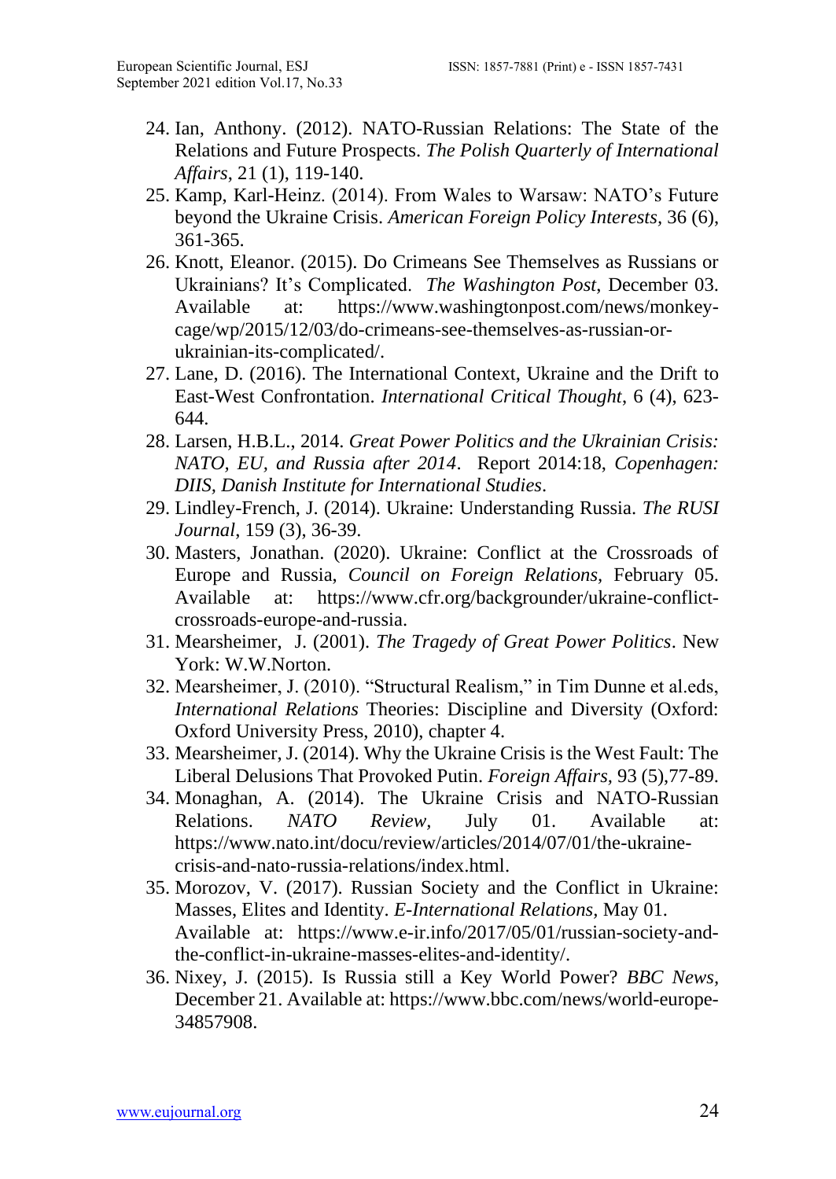24. Ian, Anthony. (2012). NATO-Russian Relations: The State of the Relations and Future Prospects. *The Polish Quarterly of International Affairs*, 21 (1), 119-140.
25. Kamp, Karl-Heinz. (2014). From Wales to Warsaw: NATO's Future beyond the Ukraine Crisis. *American Foreign Policy Interests*, 36 (6), 361-365.
26. Knott, Eleanor. (2015). Do Crimeans See Themselves as Russians or Ukrainians? It's Complicated. *The Washington Post*, December 03. Available at: https://www.washingtonpost.com/news/monkey-cage/wp/2015/12/03/do-crimeans-see-themselves-as-russian-or-ukrainian-its-complicated/.
27. Lane, D. (2016). The International Context, Ukraine and the Drift to East-West Confrontation. *International Critical Thought*, 6 (4), 623-644.
28. Larsen, H.B.L., 2014. *Great Power Politics and the Ukrainian Crisis: NATO, EU, and Russia after 2014*. Report 2014:18, *Copenhagen: DIIS, Danish Institute for International Studies*.
29. Lindley-French, J. (2014). Ukraine: Understanding Russia. *The RUSI Journal*, 159 (3), 36-39.
30. Masters, Jonathan. (2020). Ukraine: Conflict at the Crossroads of Europe and Russia, *Council on Foreign Relations*, February 05. Available at: https://www.cfr.org/backgrounder/ukraine-conflict-crossroads-europe-and-russia.
31. Mearsheimer, J. (2001). *The Tragedy of Great Power Politics*. New York: W.W.Norton.
32. Mearsheimer, J. (2010). "Structural Realism," in Tim Dunne et al.eds, *International Relations* Theories: Discipline and Diversity (Oxford: Oxford University Press, 2010), chapter 4.
33. Mearsheimer, J. (2014). Why the Ukraine Crisis is the West Fault: The Liberal Delusions That Provoked Putin. *Foreign Affairs*, 93 (5),77-89.
34. Monaghan, A. (2014). The Ukraine Crisis and NATO-Russian Relations. *NATO Review*, July 01. Available at: https://www.nato.int/docu/review/articles/2014/07/01/the-ukraine-crisis-and-nato-russia-relations/index.html.
35. Morozov, V. (2017). Russian Society and the Conflict in Ukraine: Masses, Elites and Identity. *E-International Relations*, May 01. Available at: https://www.e-ir.info/2017/05/01/russian-society-and-the-conflict-in-ukraine-masses-elites-and-identity/.
36. Nixey, J. (2015). Is Russia still a Key World Power? *BBC News*, December 21. Available at: https://www.bbc.com/news/world-europe-34857908.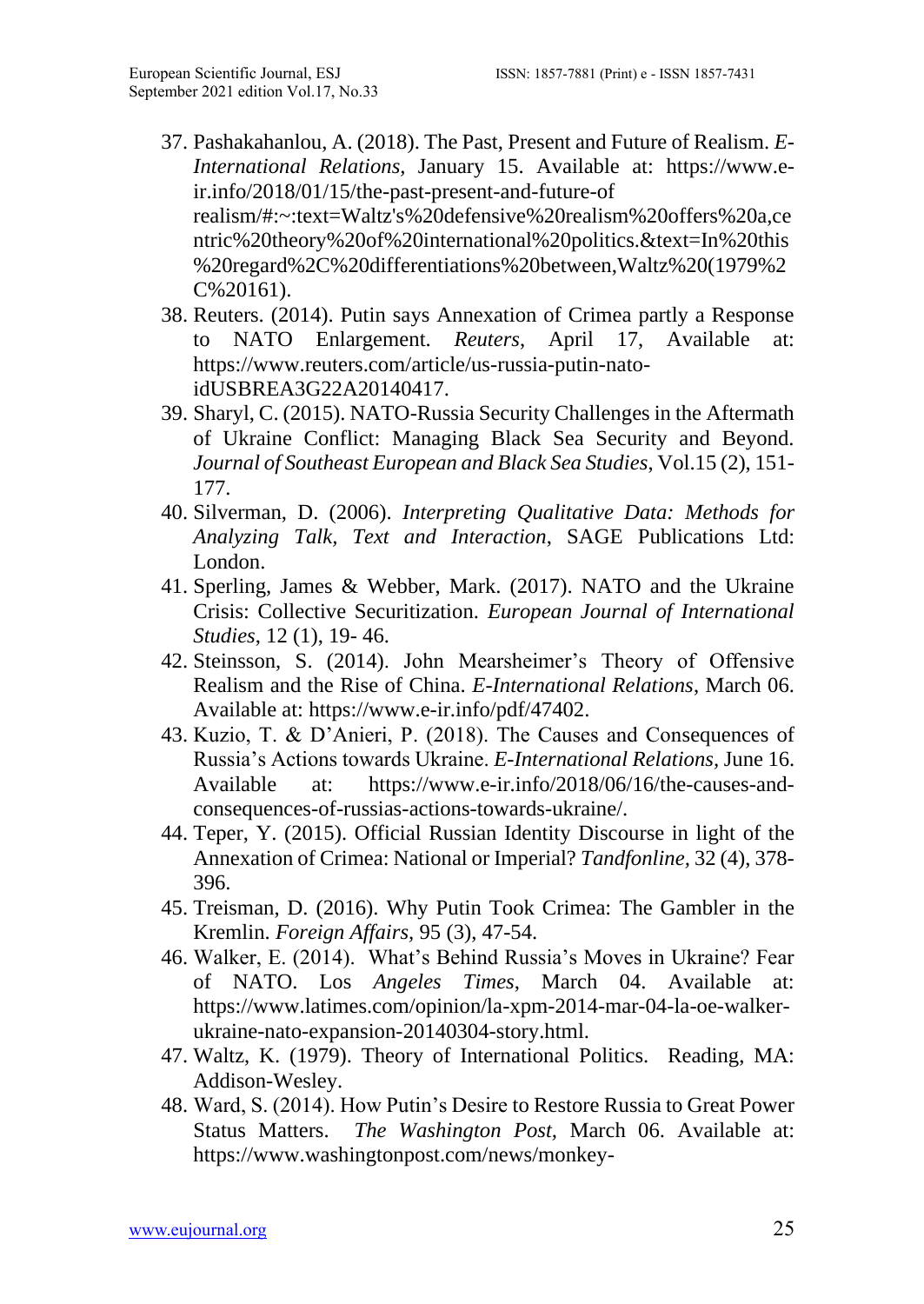37. Pashakahanlou, A. (2018). The Past, Present and Future of Realism. *E-International Relations*, January 15. Available at: https://www.e-ir.info/2018/01/15/the-past-present-and-future-of realism/#:~:text=Waltz's%20defensive%20realism%20offers%20a,centric%20theory%20of%20international%20politics.&text=In%20this%20regard%2C%20differentiations%20between,Waltz%20(1979%2C%20161).
38. Reuters. (2014). Putin says Annexation of Crimea partly a Response to NATO Enlargement. *Reuters*, April 17, Available at: https://www.reuters.com/article/us-russia-putin-nato-idUSBREA3G22A20140417.
39. Sharyl, C. (2015). NATO-Russia Security Challenges in the Aftermath of Ukraine Conflict: Managing Black Sea Security and Beyond. *Journal of Southeast European and Black Sea Studies*, Vol.15 (2), 151-177.
40. Silverman, D. (2006). *Interpreting Qualitative Data: Methods for Analyzing Talk, Text and Interaction*, SAGE Publications Ltd: London.
41. Sperling, James & Webber, Mark. (2017). NATO and the Ukraine Crisis: Collective Securitization. *European Journal of International Studies*, 12 (1), 19- 46.
42. Steinsson, S. (2014). John Mearsheimer's Theory of Offensive Realism and the Rise of China. *E-International Relations*, March 06. Available at: https://www.e-ir.info/pdf/47402.
43. Kuzio, T. & D'Anieri, P. (2018). The Causes and Consequences of Russia's Actions towards Ukraine. *E-International Relations*, June 16. Available at: https://www.e-ir.info/2018/06/16/the-causes-and-consequences-of-russias-actions-towards-ukraine/.
44. Teper, Y. (2015). Official Russian Identity Discourse in light of the Annexation of Crimea: National or Imperial? *Tandfonline*, 32 (4), 378-396.
45. Treisman, D. (2016). Why Putin Took Crimea: The Gambler in the Kremlin. *Foreign Affairs*, 95 (3), 47-54.
46. Walker, E. (2014). What's Behind Russia's Moves in Ukraine? Fear of NATO. Los *Angeles Times*, March 04. Available at: https://www.latimes.com/opinion/la-xpm-2014-mar-04-la-oe-walker-ukraine-nato-expansion-20140304-story.html.
47. Waltz, K. (1979). Theory of International Politics. Reading, MA: Addison-Wesley.
48. Ward, S. (2014). How Putin's Desire to Restore Russia to Great Power Status Matters. *The Washington Post,* March 06. Available at: https://www.washingtonpost.com/news/monkey-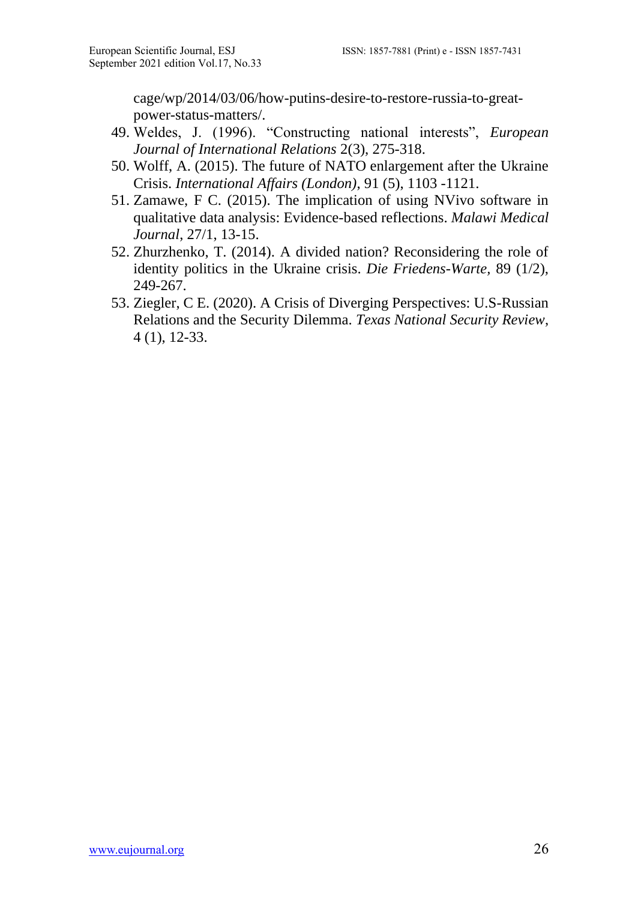cage/wp/2014/03/06/how-putins-desire-to-restore-russia-to-great-power-status-matters/.

49. Weldes, J. (1996). "Constructing national interests", *European Journal of International Relations* 2(3), 275-318.
50. Wolff, A. (2015). The future of NATO enlargement after the Ukraine Crisis. *International Affairs (London),* 91 (5), 1103 -1121.
51. Zamawe, F C. (2015). The implication of using NVivo software in qualitative data analysis: Evidence-based reflections. *Malawi Medical Journal*, 27/1, 13-15.
52. Zhurzhenko, T. (2014). A divided nation? Reconsidering the role of identity politics in the Ukraine crisis. *Die Friedens-Warte,* 89 (1/2), 249-267.
53. Ziegler, C E. (2020). A Crisis of Diverging Perspectives: U.S-Russian Relations and the Security Dilemma. *Texas National Security Review*, 4 (1), 12-33.